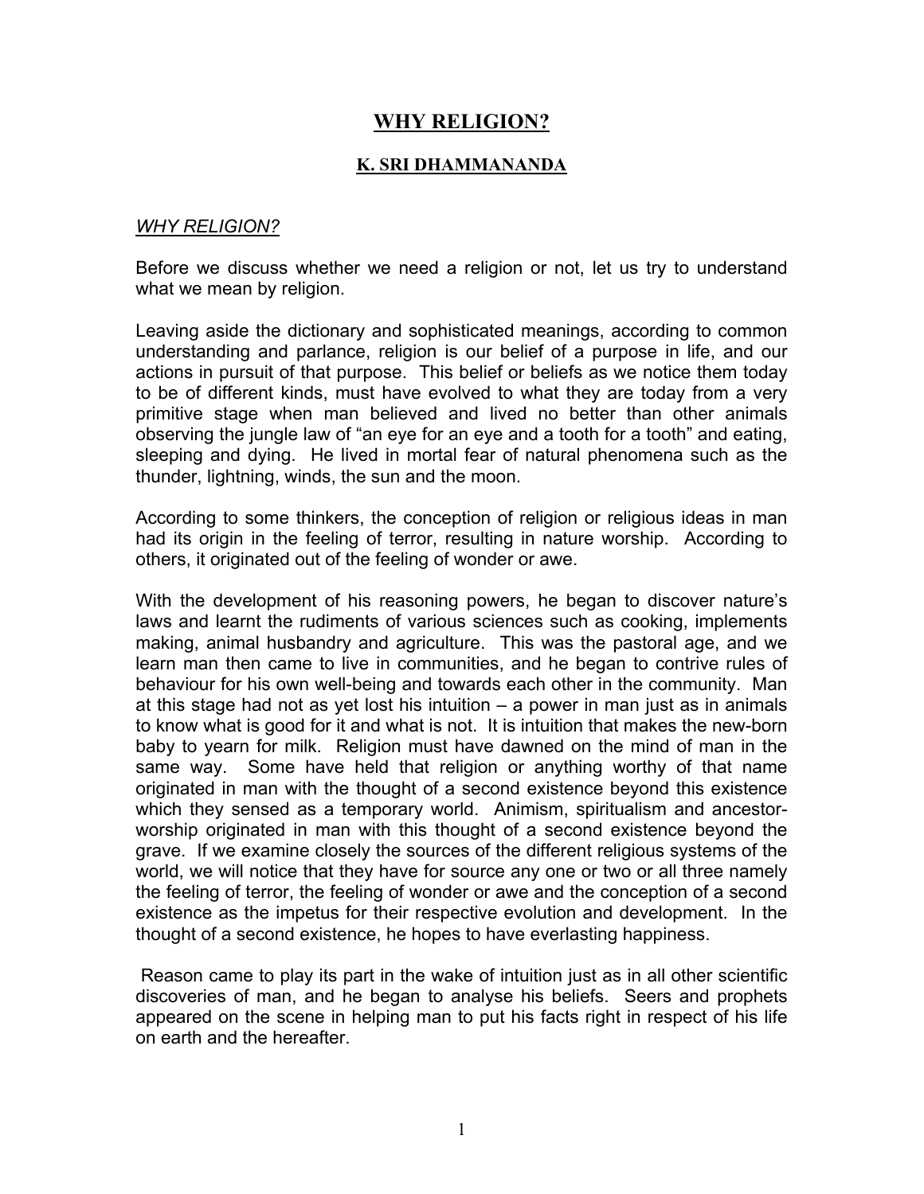# WHY RELIGION?

## K. SRI DHAMMANANDA

### *WHY RELIGION?*

Before we discuss whether we need a religion or not, let us try to understand what we mean by religion.

Leaving aside the dictionary and sophisticated meanings, according to common understanding and parlance, religion is our belief of a purpose in life, and our actions in pursuit of that purpose. This belief or beliefs as we notice them today to be of different kinds, must have evolved to what they are today from a very primitive stage when man believed and lived no better than other animals observing the jungle law of "an eye for an eye and a tooth for a tooth" and eating, sleeping and dying. He lived in mortal fear of natural phenomena such as the thunder, lightning, winds, the sun and the moon.

According to some thinkers, the conception of religion or religious ideas in man had its origin in the feeling of terror, resulting in nature worship. According to others, it originated out of the feeling of wonder or awe.

With the development of his reasoning powers, he began to discover nature's laws and learnt the rudiments of various sciences such as cooking, implements making, animal husbandry and agriculture. This was the pastoral age, and we learn man then came to live in communities, and he began to contrive rules of behaviour for his own well-being and towards each other in the community. Man at this stage had not as yet lost his intuition – a power in man just as in animals to know what is good for it and what is not. It is intuition that makes the new-born baby to yearn for milk. Religion must have dawned on the mind of man in the same way. Some have held that religion or anything worthy of that name originated in man with the thought of a second existence beyond this existence which they sensed as a temporary world. Animism, spiritualism and ancestor-worship originated in man with this thought of a second existence beyond the grave. If we examine closely the sources of the different religious systems of the world, we will notice that they have for source any one or two or all three namely the feeling of terror, the feeling of wonder or awe and the conception of a second existence as the impetus for their respective evolution and development. In the thought of a second existence, he hopes to have everlasting happiness.

Reason came to play its part in the wake of intuition just as in all other scientific discoveries of man, and he began to analyse his beliefs. Seers and prophets appeared on the scene in helping man to put his facts right in respect of his life on earth and the hereafter.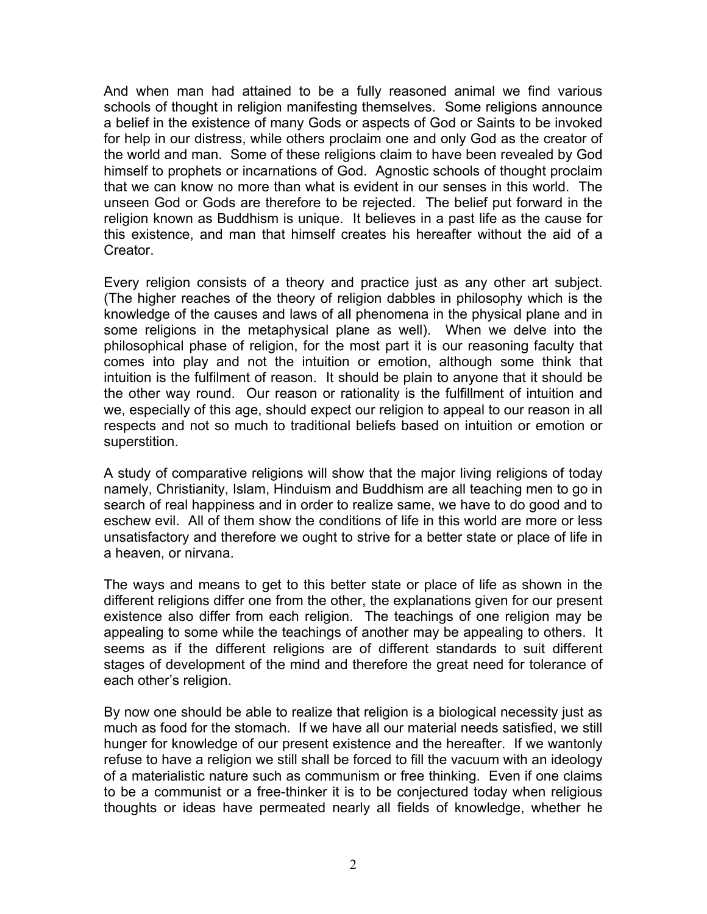And when man had attained to be a fully reasoned animal we find various schools of thought in religion manifesting themselves. Some religions announce a belief in the existence of many Gods or aspects of God or Saints to be invoked for help in our distress, while others proclaim one and only God as the creator of the world and man. Some of these religions claim to have been revealed by God himself to prophets or incarnations of God. Agnostic schools of thought proclaim that we can know no more than what is evident in our senses in this world. The unseen God or Gods are therefore to be rejected. The belief put forward in the religion known as Buddhism is unique. It believes in a past life as the cause for this existence, and man that himself creates his hereafter without the aid of a Creator.

Every religion consists of a theory and practice just as any other art subject. (The higher reaches of the theory of religion dabbles in philosophy which is the knowledge of the causes and laws of all phenomena in the physical plane and in some religions in the metaphysical plane as well). When we delve into the philosophical phase of religion, for the most part it is our reasoning faculty that comes into play and not the intuition or emotion, although some think that intuition is the fulfilment of reason. It should be plain to anyone that it should be the other way round. Our reason or rationality is the fulfillment of intuition and we, especially of this age, should expect our religion to appeal to our reason in all respects and not so much to traditional beliefs based on intuition or emotion or superstition.

A study of comparative religions will show that the major living religions of today namely, Christianity, Islam, Hinduism and Buddhism are all teaching men to go in search of real happiness and in order to realize same, we have to do good and to eschew evil. All of them show the conditions of life in this world are more or less unsatisfactory and therefore we ought to strive for a better state or place of life in a heaven, or nirvana.

The ways and means to get to this better state or place of life as shown in the different religions differ one from the other, the explanations given for our present existence also differ from each religion. The teachings of one religion may be appealing to some while the teachings of another may be appealing to others. It seems as if the different religions are of different standards to suit different stages of development of the mind and therefore the great need for tolerance of each other's religion.

By now one should be able to realize that religion is a biological necessity just as much as food for the stomach. If we have all our material needs satisfied, we still hunger for knowledge of our present existence and the hereafter. If we wantonly refuse to have a religion we still shall be forced to fill the vacuum with an ideology of a materialistic nature such as communism or free thinking. Even if one claims to be a communist or a free-thinker it is to be conjectured today when religious thoughts or ideas have permeated nearly all fields of knowledge, whether he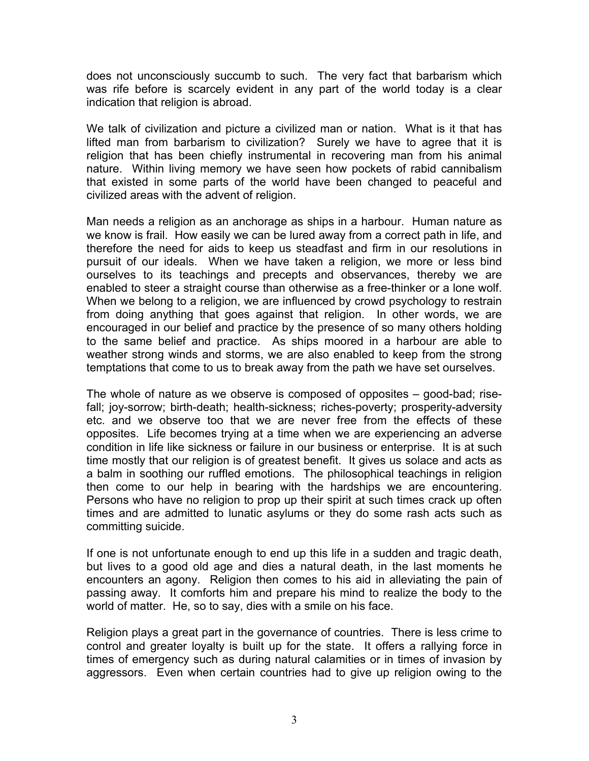does not unconsciously succumb to such. The very fact that barbarism which was rife before is scarcely evident in any part of the world today is a clear indication that religion is abroad.

We talk of civilization and picture a civilized man or nation. What is it that has lifted man from barbarism to civilization? Surely we have to agree that it is religion that has been chiefly instrumental in recovering man from his animal nature. Within living memory we have seen how pockets of rabid cannibalism that existed in some parts of the world have been changed to peaceful and civilized areas with the advent of religion.

Man needs a religion as an anchorage as ships in a harbour. Human nature as we know is frail. How easily we can be lured away from a correct path in life, and therefore the need for aids to keep us steadfast and firm in our resolutions in pursuit of our ideals. When we have taken a religion, we more or less bind ourselves to its teachings and precepts and observances, thereby we are enabled to steer a straight course than otherwise as a free-thinker or a lone wolf. When we belong to a religion, we are influenced by crowd psychology to restrain from doing anything that goes against that religion. In other words, we are encouraged in our belief and practice by the presence of so many others holding to the same belief and practice. As ships moored in a harbour are able to weather strong winds and storms, we are also enabled to keep from the strong temptations that come to us to break away from the path we have set ourselves.

The whole of nature as we observe is composed of opposites – good-bad; rise-fall; joy-sorrow; birth-death; health-sickness; riches-poverty; prosperity-adversity etc. and we observe too that we are never free from the effects of these opposites. Life becomes trying at a time when we are experiencing an adverse condition in life like sickness or failure in our business or enterprise. It is at such time mostly that our religion is of greatest benefit. It gives us solace and acts as a balm in soothing our ruffled emotions. The philosophical teachings in religion then come to our help in bearing with the hardships we are encountering. Persons who have no religion to prop up their spirit at such times crack up often times and are admitted to lunatic asylums or they do some rash acts such as committing suicide.

If one is not unfortunate enough to end up this life in a sudden and tragic death, but lives to a good old age and dies a natural death, in the last moments he encounters an agony. Religion then comes to his aid in alleviating the pain of passing away. It comforts him and prepare his mind to realize the body to the world of matter. He, so to say, dies with a smile on his face.

Religion plays a great part in the governance of countries. There is less crime to control and greater loyalty is built up for the state. It offers a rallying force in times of emergency such as during natural calamities or in times of invasion by aggressors. Even when certain countries had to give up religion owing to the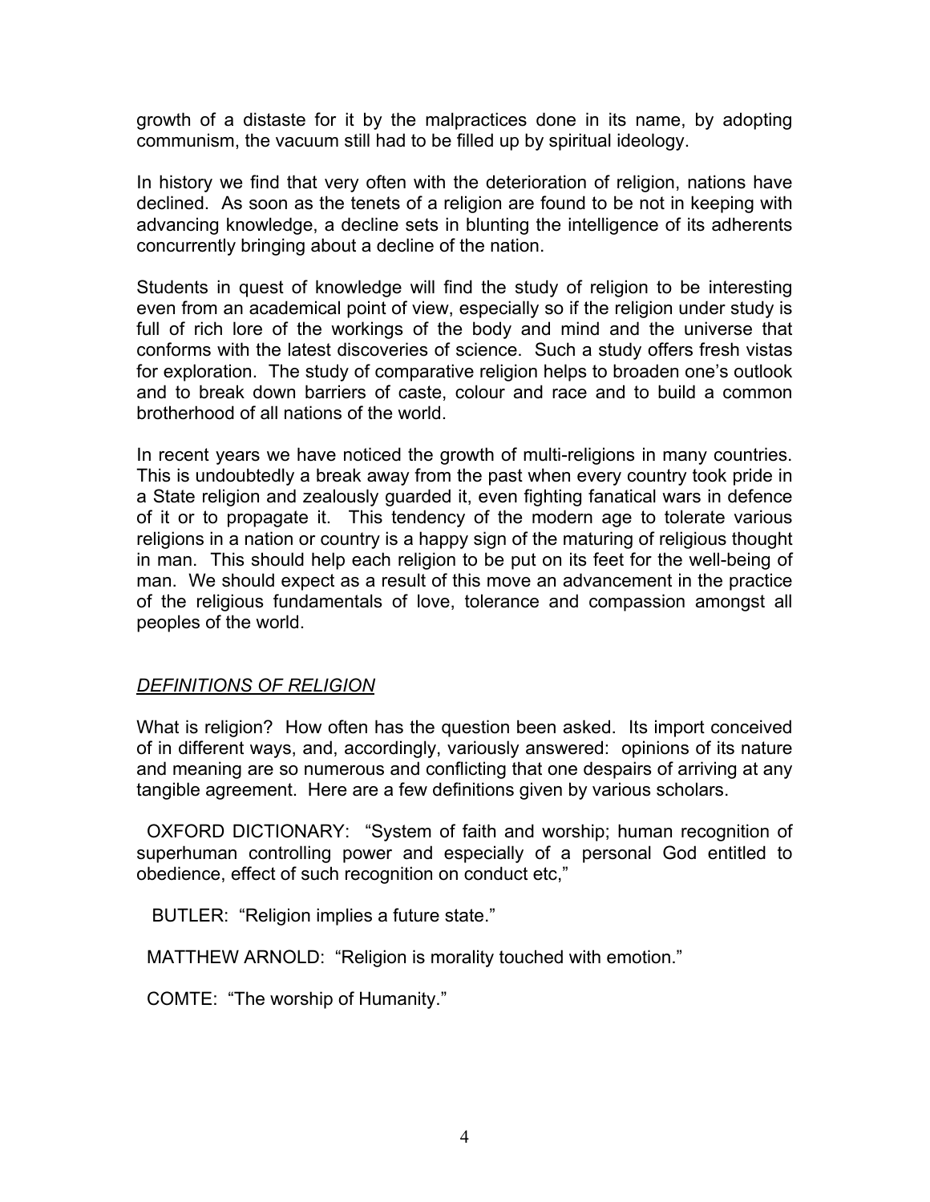growth of a distaste for it by the malpractices done in its name, by adopting communism, the vacuum still had to be filled up by spiritual ideology.

In history we find that very often with the deterioration of religion, nations have declined. As soon as the tenets of a religion are found to be not in keeping with advancing knowledge, a decline sets in blunting the intelligence of its adherents concurrently bringing about a decline of the nation.

Students in quest of knowledge will find the study of religion to be interesting even from an academical point of view, especially so if the religion under study is full of rich lore of the workings of the body and mind and the universe that conforms with the latest discoveries of science. Such a study offers fresh vistas for exploration. The study of comparative religion helps to broaden one's outlook and to break down barriers of caste, colour and race and to build a common brotherhood of all nations of the world.

In recent years we have noticed the growth of multi-religions in many countries. This is undoubtedly a break away from the past when every country took pride in a State religion and zealously guarded it, even fighting fanatical wars in defence of it or to propagate it. This tendency of the modern age to tolerate various religions in a nation or country is a happy sign of the maturing of religious thought in man. This should help each religion to be put on its feet for the well-being of man. We should expect as a result of this move an advancement in the practice of the religious fundamentals of love, tolerance and compassion amongst all peoples of the world.

## *DEFINITIONS OF RELIGION*

What is religion? How often has the question been asked. Its import conceived of in different ways, and, accordingly, variously answered: opinions of its nature and meaning are so numerous and conflicting that one despairs of arriving at any tangible agreement. Here are a few definitions given by various scholars.

OXFORD DICTIONARY: "System of faith and worship; human recognition of superhuman controlling power and especially of a personal God entitled to obedience, effect of such recognition on conduct etc,"

BUTLER: "Religion implies a future state."

MATTHEW ARNOLD: "Religion is morality touched with emotion."

COMTE: "The worship of Humanity."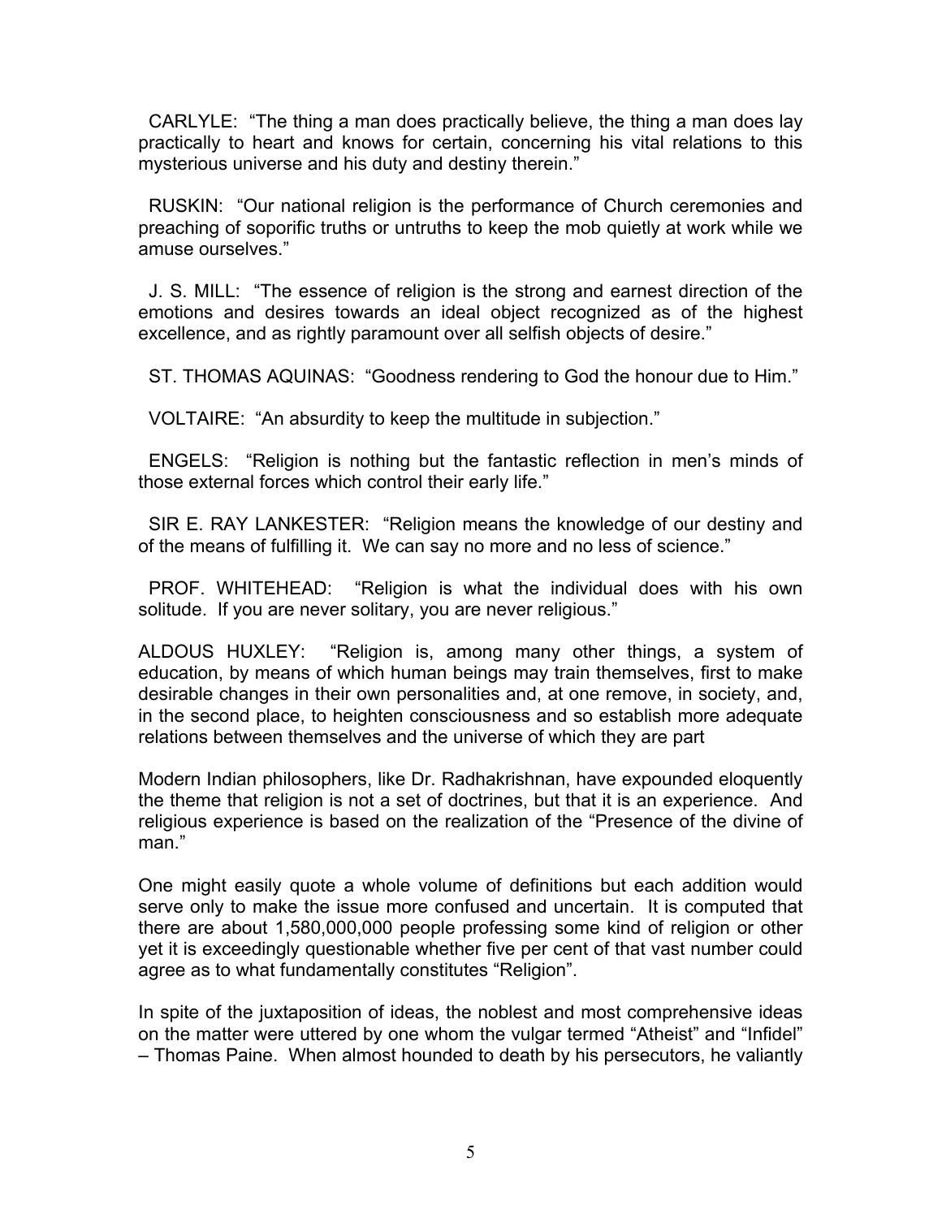CARLYLE: "The thing a man does practically believe, the thing a man does lay practically to heart and knows for certain, concerning his vital relations to this mysterious universe and his duty and destiny therein."

RUSKIN: "Our national religion is the performance of Church ceremonies and preaching of soporific truths or untruths to keep the mob quietly at work while we amuse ourselves."

J. S. MILL: "The essence of religion is the strong and earnest direction of the emotions and desires towards an ideal object recognized as of the highest excellence, and as rightly paramount over all selfish objects of desire."

ST. THOMAS AQUINAS: "Goodness rendering to God the honour due to Him."

VOLTAIRE: "An absurdity to keep the multitude in subjection."

ENGELS: "Religion is nothing but the fantastic reflection in men's minds of those external forces which control their early life."

SIR E. RAY LANKESTER: "Religion means the knowledge of our destiny and of the means of fulfilling it. We can say no more and no less of science."

PROF. WHITEHEAD: "Religion is what the individual does with his own solitude. If you are never solitary, you are never religious."

ALDOUS HUXLEY: "Religion is, among many other things, a system of education, by means of which human beings may train themselves, first to make desirable changes in their own personalities and, at one remove, in society, and, in the second place, to heighten consciousness and so establish more adequate relations between themselves and the universe of which they are part

Modern Indian philosophers, like Dr. Radhakrishnan, have expounded eloquently the theme that religion is not a set of doctrines, but that it is an experience. And religious experience is based on the realization of the "Presence of the divine of man."

One might easily quote a whole volume of definitions but each addition would serve only to make the issue more confused and uncertain. It is computed that there are about 1,580,000,000 people professing some kind of religion or other yet it is exceedingly questionable whether five per cent of that vast number could agree as to what fundamentally constitutes "Religion".

In spite of the juxtaposition of ideas, the noblest and most comprehensive ideas on the matter were uttered by one whom the vulgar termed "Atheist" and "Infidel" – Thomas Paine. When almost hounded to death by his persecutors, he valiantly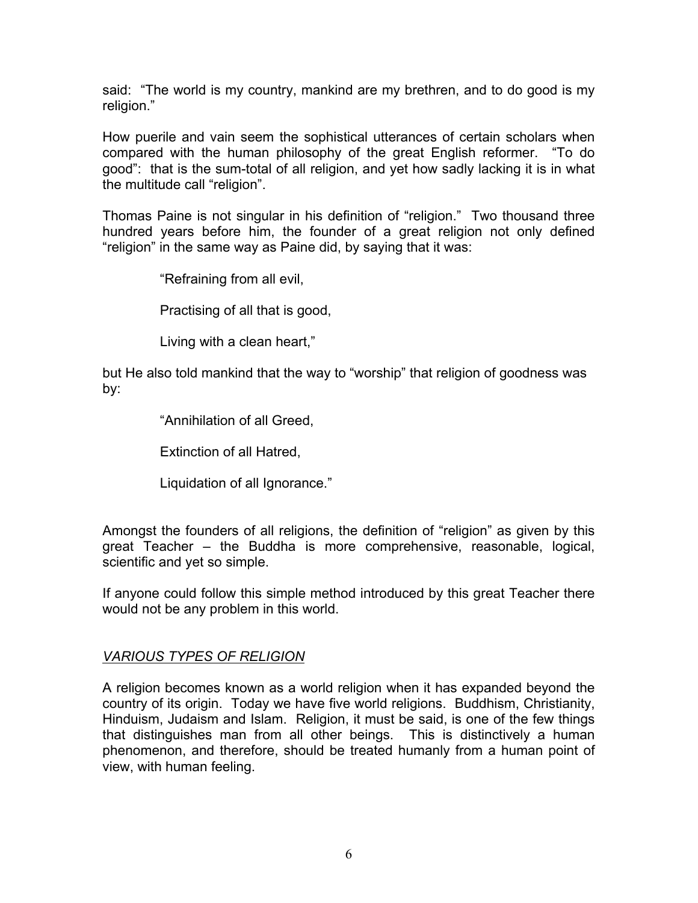said: "The world is my country, mankind are my brethren, and to do good is my religion."

How puerile and vain seem the sophistical utterances of certain scholars when compared with the human philosophy of the great English reformer. "To do good": that is the sum-total of all religion, and yet how sadly lacking it is in what the multitude call "religion".

Thomas Paine is not singular in his definition of "religion." Two thousand three hundred years before him, the founder of a great religion not only defined "religion" in the same way as Paine did, by saying that it was:

> "Refraining from all evil,
>
> Practising of all that is good,
>
> Living with a clean heart,"

but He also told mankind that the way to "worship" that religion of goodness was by:

> "Annihilation of all Greed,
>
> Extinction of all Hatred,
>
> Liquidation of all Ignorance."

Amongst the founders of all religions, the definition of "religion" as given by this great Teacher – the Buddha is more comprehensive, reasonable, logical, scientific and yet so simple.

If anyone could follow this simple method introduced by this great Teacher there would not be any problem in this world.

## *VARIOUS TYPES OF RELIGION*

A religion becomes known as a world religion when it has expanded beyond the country of its origin. Today we have five world religions. Buddhism, Christianity, Hinduism, Judaism and Islam. Religion, it must be said, is one of the few things that distinguishes man from all other beings. This is distinctively a human phenomenon, and therefore, should be treated humanly from a human point of view, with human feeling.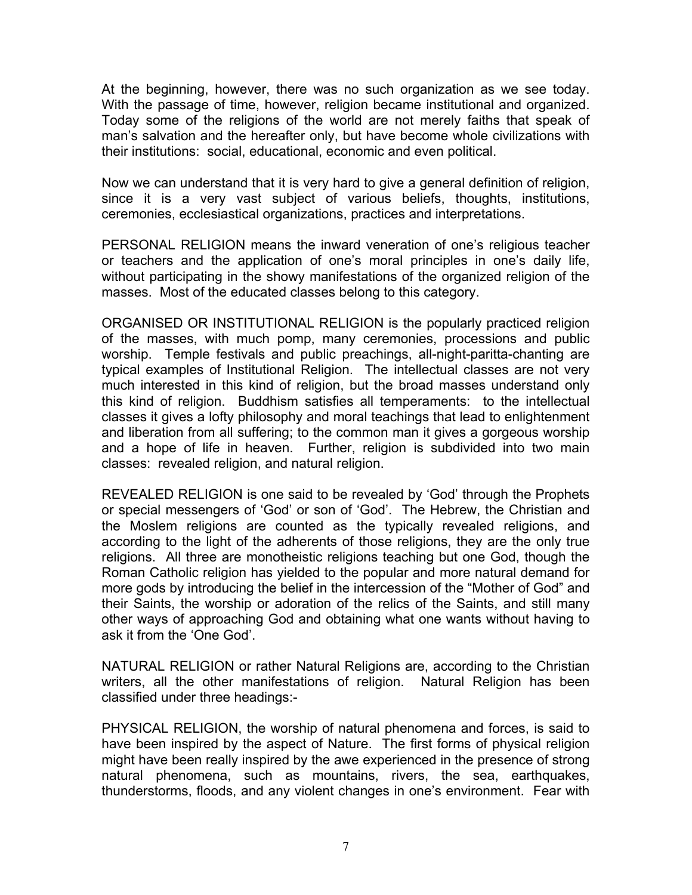At the beginning, however, there was no such organization as we see today. With the passage of time, however, religion became institutional and organized. Today some of the religions of the world are not merely faiths that speak of man's salvation and the hereafter only, but have become whole civilizations with their institutions: social, educational, economic and even political.

Now we can understand that it is very hard to give a general definition of religion, since it is a very vast subject of various beliefs, thoughts, institutions, ceremonies, ecclesiastical organizations, practices and interpretations.

PERSONAL RELIGION means the inward veneration of one's religious teacher or teachers and the application of one's moral principles in one's daily life, without participating in the showy manifestations of the organized religion of the masses. Most of the educated classes belong to this category.

ORGANISED OR INSTITUTIONAL RELIGION is the popularly practiced religion of the masses, with much pomp, many ceremonies, processions and public worship. Temple festivals and public preachings, all-night-paritta-chanting are typical examples of Institutional Religion. The intellectual classes are not very much interested in this kind of religion, but the broad masses understand only this kind of religion. Buddhism satisfies all temperaments: to the intellectual classes it gives a lofty philosophy and moral teachings that lead to enlightenment and liberation from all suffering; to the common man it gives a gorgeous worship and a hope of life in heaven. Further, religion is subdivided into two main classes: revealed religion, and natural religion.

REVEALED RELIGION is one said to be revealed by 'God' through the Prophets or special messengers of 'God' or son of 'God'. The Hebrew, the Christian and the Moslem religions are counted as the typically revealed religions, and according to the light of the adherents of those religions, they are the only true religions. All three are monotheistic religions teaching but one God, though the Roman Catholic religion has yielded to the popular and more natural demand for more gods by introducing the belief in the intercession of the "Mother of God" and their Saints, the worship or adoration of the relics of the Saints, and still many other ways of approaching God and obtaining what one wants without having to ask it from the 'One God'.

NATURAL RELIGION or rather Natural Religions are, according to the Christian writers, all the other manifestations of religion. Natural Religion has been classified under three headings:-

PHYSICAL RELIGION, the worship of natural phenomena and forces, is said to have been inspired by the aspect of Nature. The first forms of physical religion might have been really inspired by the awe experienced in the presence of strong natural phenomena, such as mountains, rivers, the sea, earthquakes, thunderstorms, floods, and any violent changes in one's environment. Fear with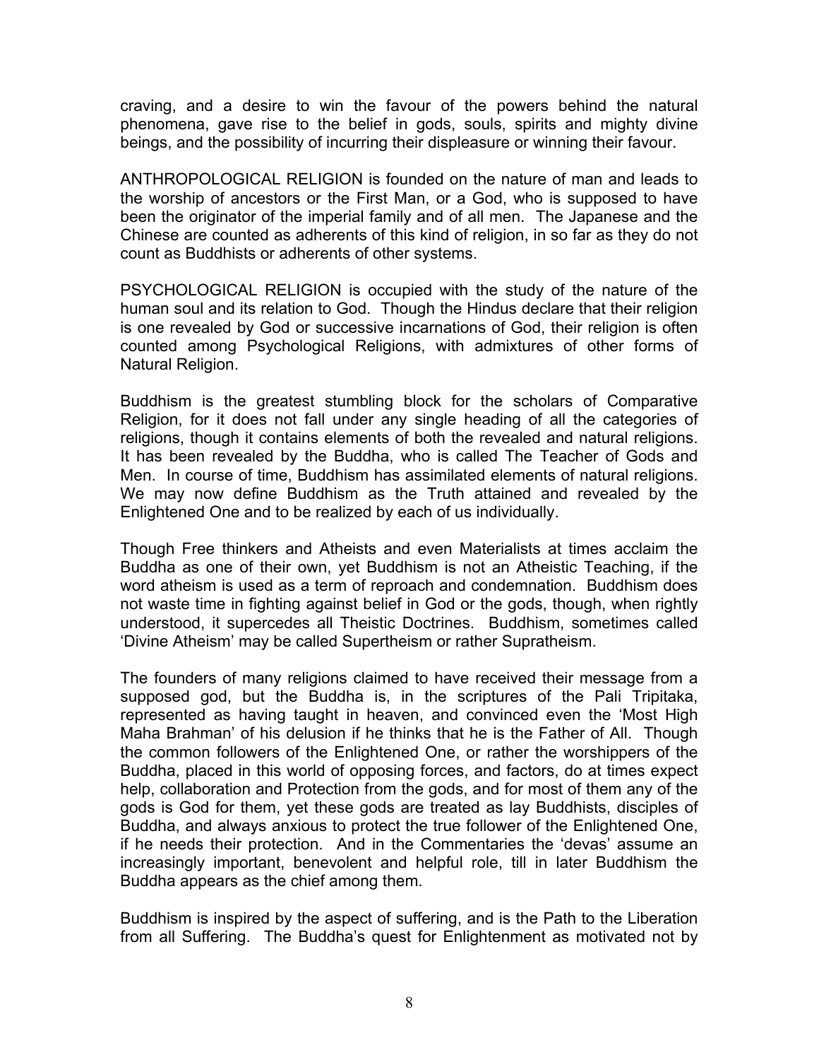craving, and a desire to win the favour of the powers behind the natural phenomena, gave rise to the belief in gods, souls, spirits and mighty divine beings, and the possibility of incurring their displeasure or winning their favour.

ANTHROPOLOGICAL RELIGION is founded on the nature of man and leads to the worship of ancestors or the First Man, or a God, who is supposed to have been the originator of the imperial family and of all men. The Japanese and the Chinese are counted as adherents of this kind of religion, in so far as they do not count as Buddhists or adherents of other systems.

PSYCHOLOGICAL RELIGION is occupied with the study of the nature of the human soul and its relation to God. Though the Hindus declare that their religion is one revealed by God or successive incarnations of God, their religion is often counted among Psychological Religions, with admixtures of other forms of Natural Religion.

Buddhism is the greatest stumbling block for the scholars of Comparative Religion, for it does not fall under any single heading of all the categories of religions, though it contains elements of both the revealed and natural religions. It has been revealed by the Buddha, who is called The Teacher of Gods and Men. In course of time, Buddhism has assimilated elements of natural religions. We may now define Buddhism as the Truth attained and revealed by the Enlightened One and to be realized by each of us individually.

Though Free thinkers and Atheists and even Materialists at times acclaim the Buddha as one of their own, yet Buddhism is not an Atheistic Teaching, if the word atheism is used as a term of reproach and condemnation. Buddhism does not waste time in fighting against belief in God or the gods, though, when rightly understood, it supercedes all Theistic Doctrines. Buddhism, sometimes called 'Divine Atheism' may be called Supertheism or rather Supratheism.

The founders of many religions claimed to have received their message from a supposed god, but the Buddha is, in the scriptures of the Pali Tripitaka, represented as having taught in heaven, and convinced even the 'Most High Maha Brahman' of his delusion if he thinks that he is the Father of All. Though the common followers of the Enlightened One, or rather the worshippers of the Buddha, placed in this world of opposing forces, and factors, do at times expect help, collaboration and Protection from the gods, and for most of them any of the gods is God for them, yet these gods are treated as lay Buddhists, disciples of Buddha, and always anxious to protect the true follower of the Enlightened One, if he needs their protection. And in the Commentaries the 'devas' assume an increasingly important, benevolent and helpful role, till in later Buddhism the Buddha appears as the chief among them.

Buddhism is inspired by the aspect of suffering, and is the Path to the Liberation from all Suffering. The Buddha's quest for Enlightenment as motivated not by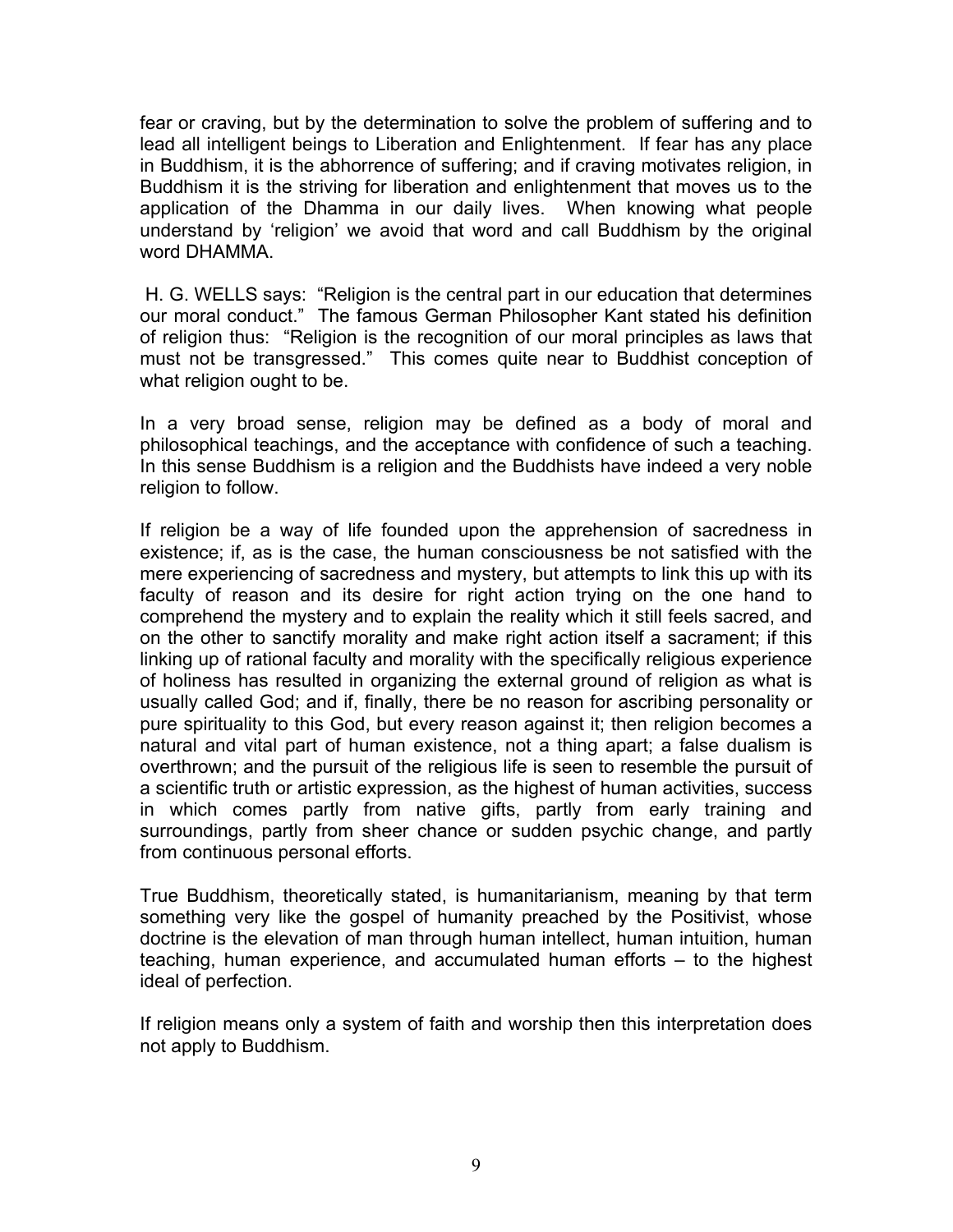fear or craving, but by the determination to solve the problem of suffering and to lead all intelligent beings to Liberation and Enlightenment. If fear has any place in Buddhism, it is the abhorrence of suffering; and if craving motivates religion, in Buddhism it is the striving for liberation and enlightenment that moves us to the application of the Dhamma in our daily lives. When knowing what people understand by 'religion' we avoid that word and call Buddhism by the original word DHAMMA.

H. G. WELLS says: "Religion is the central part in our education that determines our moral conduct." The famous German Philosopher Kant stated his definition of religion thus: "Religion is the recognition of our moral principles as laws that must not be transgressed." This comes quite near to Buddhist conception of what religion ought to be.

In a very broad sense, religion may be defined as a body of moral and philosophical teachings, and the acceptance with confidence of such a teaching. In this sense Buddhism is a religion and the Buddhists have indeed a very noble religion to follow.

If religion be a way of life founded upon the apprehension of sacredness in existence; if, as is the case, the human consciousness be not satisfied with the mere experiencing of sacredness and mystery, but attempts to link this up with its faculty of reason and its desire for right action trying on the one hand to comprehend the mystery and to explain the reality which it still feels sacred, and on the other to sanctify morality and make right action itself a sacrament; if this linking up of rational faculty and morality with the specifically religious experience of holiness has resulted in organizing the external ground of religion as what is usually called God; and if, finally, there be no reason for ascribing personality or pure spirituality to this God, but every reason against it; then religion becomes a natural and vital part of human existence, not a thing apart; a false dualism is overthrown; and the pursuit of the religious life is seen to resemble the pursuit of a scientific truth or artistic expression, as the highest of human activities, success in which comes partly from native gifts, partly from early training and surroundings, partly from sheer chance or sudden psychic change, and partly from continuous personal efforts.

True Buddhism, theoretically stated, is humanitarianism, meaning by that term something very like the gospel of humanity preached by the Positivist, whose doctrine is the elevation of man through human intellect, human intuition, human teaching, human experience, and accumulated human efforts – to the highest ideal of perfection.

If religion means only a system of faith and worship then this interpretation does not apply to Buddhism.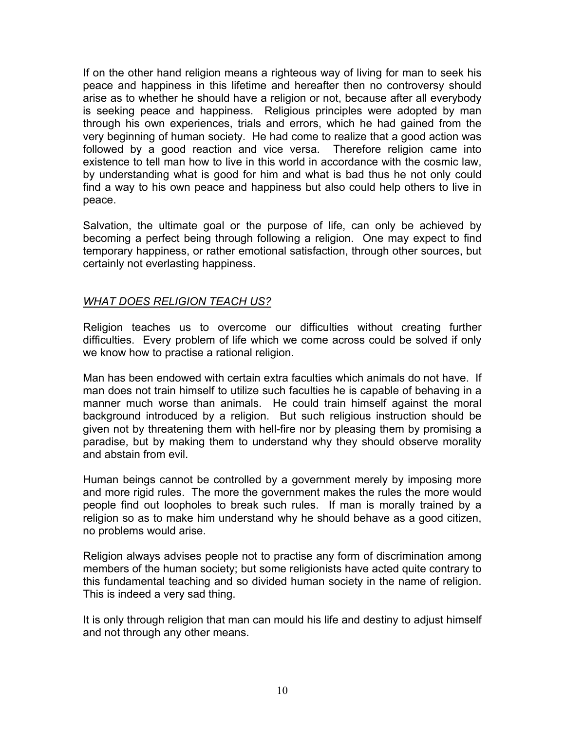If on the other hand religion means a righteous way of living for man to seek his peace and happiness in this lifetime and hereafter then no controversy should arise as to whether he should have a religion or not, because after all everybody is seeking peace and happiness. Religious principles were adopted by man through his own experiences, trials and errors, which he had gained from the very beginning of human society. He had come to realize that a good action was followed by a good reaction and vice versa. Therefore religion came into existence to tell man how to live in this world in accordance with the cosmic law, by understanding what is good for him and what is bad thus he not only could find a way to his own peace and happiness but also could help others to live in peace.

Salvation, the ultimate goal or the purpose of life, can only be achieved by becoming a perfect being through following a religion. One may expect to find temporary happiness, or rather emotional satisfaction, through other sources, but certainly not everlasting happiness.

## *WHAT DOES RELIGION TEACH US?*

Religion teaches us to overcome our difficulties without creating further difficulties. Every problem of life which we come across could be solved if only we know how to practise a rational religion.

Man has been endowed with certain extra faculties which animals do not have. If man does not train himself to utilize such faculties he is capable of behaving in a manner much worse than animals. He could train himself against the moral background introduced by a religion. But such religious instruction should be given not by threatening them with hell-fire nor by pleasing them by promising a paradise, but by making them to understand why they should observe morality and abstain from evil.

Human beings cannot be controlled by a government merely by imposing more and more rigid rules. The more the government makes the rules the more would people find out loopholes to break such rules. If man is morally trained by a religion so as to make him understand why he should behave as a good citizen, no problems would arise.

Religion always advises people not to practise any form of discrimination among members of the human society; but some religionists have acted quite contrary to this fundamental teaching and so divided human society in the name of religion. This is indeed a very sad thing.

It is only through religion that man can mould his life and destiny to adjust himself and not through any other means.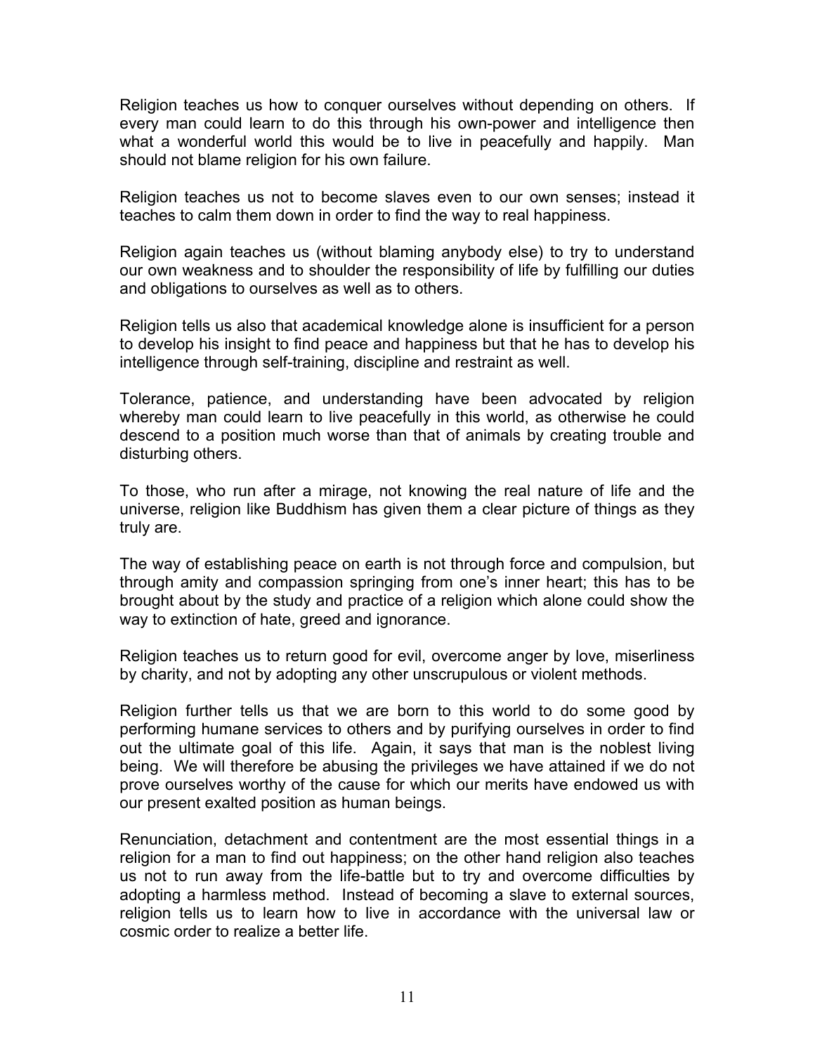Religion teaches us how to conquer ourselves without depending on others. If every man could learn to do this through his own-power and intelligence then what a wonderful world this would be to live in peacefully and happily. Man should not blame religion for his own failure.

Religion teaches us not to become slaves even to our own senses; instead it teaches to calm them down in order to find the way to real happiness.

Religion again teaches us (without blaming anybody else) to try to understand our own weakness and to shoulder the responsibility of life by fulfilling our duties and obligations to ourselves as well as to others.

Religion tells us also that academical knowledge alone is insufficient for a person to develop his insight to find peace and happiness but that he has to develop his intelligence through self-training, discipline and restraint as well.

Tolerance, patience, and understanding have been advocated by religion whereby man could learn to live peacefully in this world, as otherwise he could descend to a position much worse than that of animals by creating trouble and disturbing others.

To those, who run after a mirage, not knowing the real nature of life and the universe, religion like Buddhism has given them a clear picture of things as they truly are.

The way of establishing peace on earth is not through force and compulsion, but through amity and compassion springing from one's inner heart; this has to be brought about by the study and practice of a religion which alone could show the way to extinction of hate, greed and ignorance.

Religion teaches us to return good for evil, overcome anger by love, miserliness by charity, and not by adopting any other unscrupulous or violent methods.

Religion further tells us that we are born to this world to do some good by performing humane services to others and by purifying ourselves in order to find out the ultimate goal of this life. Again, it says that man is the noblest living being. We will therefore be abusing the privileges we have attained if we do not prove ourselves worthy of the cause for which our merits have endowed us with our present exalted position as human beings.

Renunciation, detachment and contentment are the most essential things in a religion for a man to find out happiness; on the other hand religion also teaches us not to run away from the life-battle but to try and overcome difficulties by adopting a harmless method. Instead of becoming a slave to external sources, religion tells us to learn how to live in accordance with the universal law or cosmic order to realize a better life.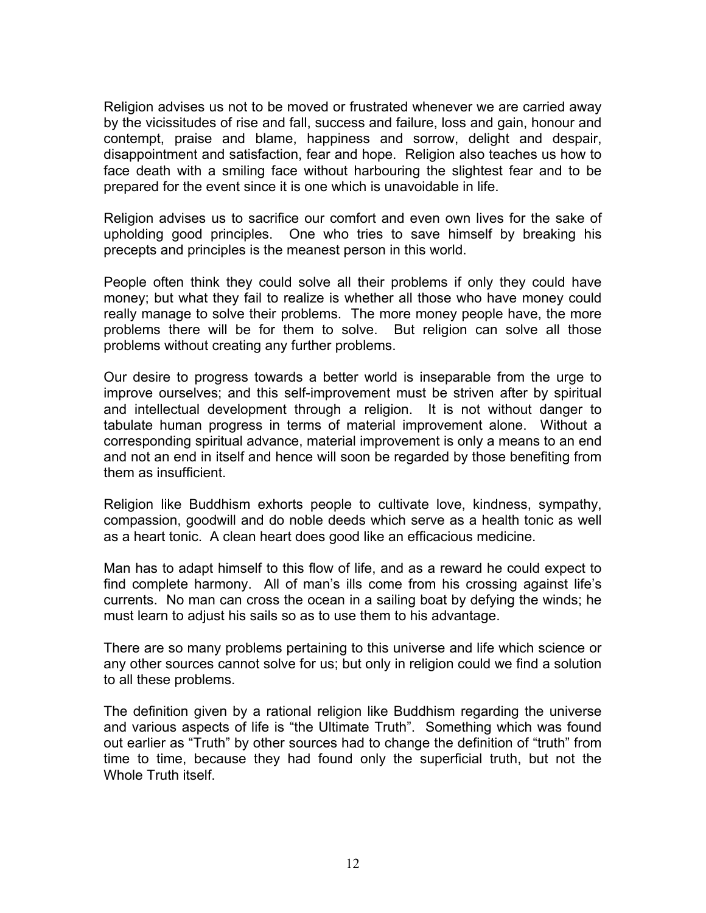Religion advises us not to be moved or frustrated whenever we are carried away by the vicissitudes of rise and fall, success and failure, loss and gain, honour and contempt, praise and blame, happiness and sorrow, delight and despair, disappointment and satisfaction, fear and hope. Religion also teaches us how to face death with a smiling face without harbouring the slightest fear and to be prepared for the event since it is one which is unavoidable in life.

Religion advises us to sacrifice our comfort and even own lives for the sake of upholding good principles. One who tries to save himself by breaking his precepts and principles is the meanest person in this world.

People often think they could solve all their problems if only they could have money; but what they fail to realize is whether all those who have money could really manage to solve their problems. The more money people have, the more problems there will be for them to solve. But religion can solve all those problems without creating any further problems.

Our desire to progress towards a better world is inseparable from the urge to improve ourselves; and this self-improvement must be striven after by spiritual and intellectual development through a religion. It is not without danger to tabulate human progress in terms of material improvement alone. Without a corresponding spiritual advance, material improvement is only a means to an end and not an end in itself and hence will soon be regarded by those benefiting from them as insufficient.

Religion like Buddhism exhorts people to cultivate love, kindness, sympathy, compassion, goodwill and do noble deeds which serve as a health tonic as well as a heart tonic. A clean heart does good like an efficacious medicine.

Man has to adapt himself to this flow of life, and as a reward he could expect to find complete harmony. All of man's ills come from his crossing against life's currents. No man can cross the ocean in a sailing boat by defying the winds; he must learn to adjust his sails so as to use them to his advantage.

There are so many problems pertaining to this universe and life which science or any other sources cannot solve for us; but only in religion could we find a solution to all these problems.

The definition given by a rational religion like Buddhism regarding the universe and various aspects of life is "the Ultimate Truth". Something which was found out earlier as "Truth" by other sources had to change the definition of "truth" from time to time, because they had found only the superficial truth, but not the Whole Truth itself.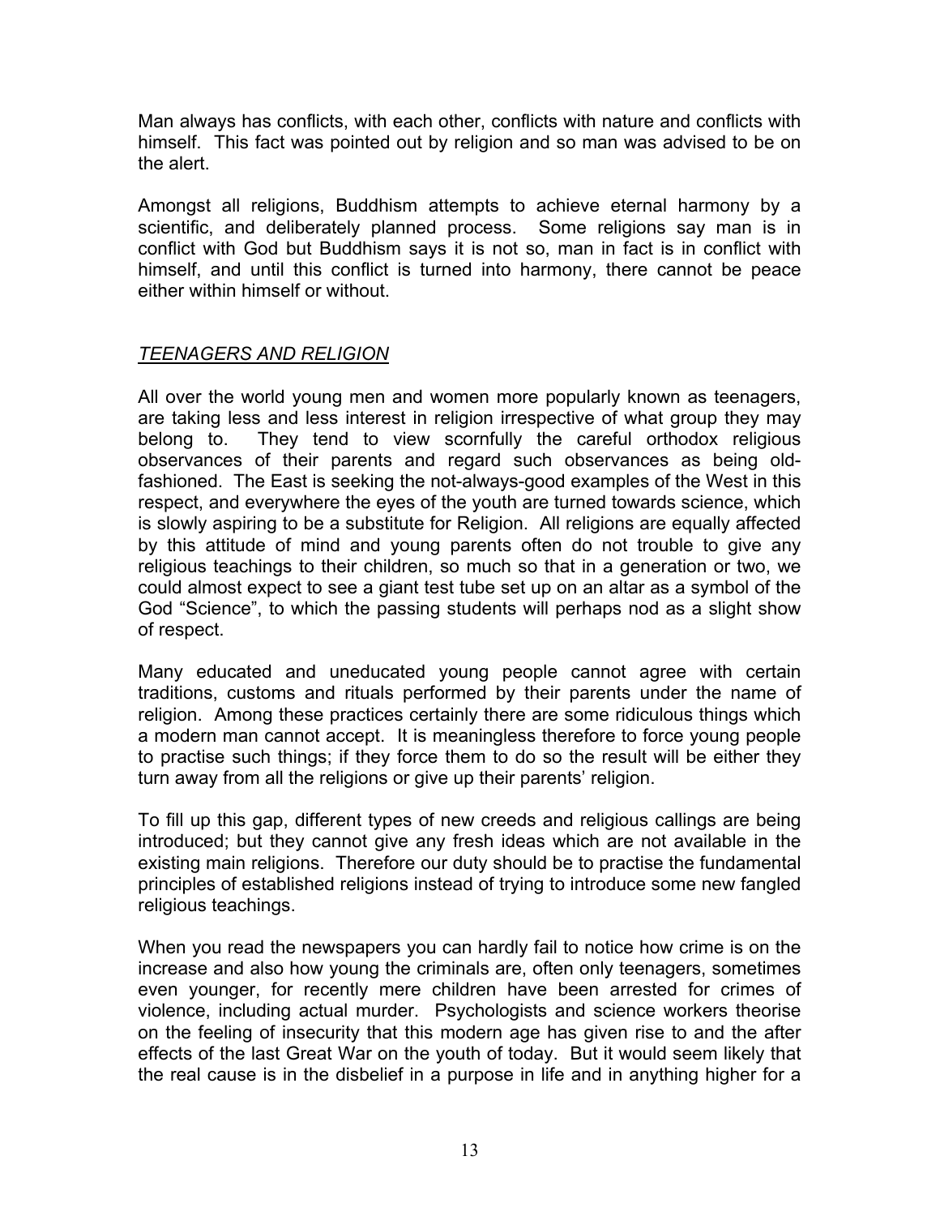Man always has conflicts, with each other, conflicts with nature and conflicts with himself. This fact was pointed out by religion and so man was advised to be on the alert.

Amongst all religions, Buddhism attempts to achieve eternal harmony by a scientific, and deliberately planned process. Some religions say man is in conflict with God but Buddhism says it is not so, man in fact is in conflict with himself, and until this conflict is turned into harmony, there cannot be peace either within himself or without.

## *TEENAGERS AND RELIGION*

All over the world young men and women more popularly known as teenagers, are taking less and less interest in religion irrespective of what group they may belong to. They tend to view scornfully the careful orthodox religious observances of their parents and regard such observances as being old-fashioned. The East is seeking the not-always-good examples of the West in this respect, and everywhere the eyes of the youth are turned towards science, which is slowly aspiring to be a substitute for Religion. All religions are equally affected by this attitude of mind and young parents often do not trouble to give any religious teachings to their children, so much so that in a generation or two, we could almost expect to see a giant test tube set up on an altar as a symbol of the God "Science", to which the passing students will perhaps nod as a slight show of respect.

Many educated and uneducated young people cannot agree with certain traditions, customs and rituals performed by their parents under the name of religion. Among these practices certainly there are some ridiculous things which a modern man cannot accept. It is meaningless therefore to force young people to practise such things; if they force them to do so the result will be either they turn away from all the religions or give up their parents' religion.

To fill up this gap, different types of new creeds and religious callings are being introduced; but they cannot give any fresh ideas which are not available in the existing main religions. Therefore our duty should be to practise the fundamental principles of established religions instead of trying to introduce some new fangled religious teachings.

When you read the newspapers you can hardly fail to notice how crime is on the increase and also how young the criminals are, often only teenagers, sometimes even younger, for recently mere children have been arrested for crimes of violence, including actual murder. Psychologists and science workers theorise on the feeling of insecurity that this modern age has given rise to and the after effects of the last Great War on the youth of today. But it would seem likely that the real cause is in the disbelief in a purpose in life and in anything higher for a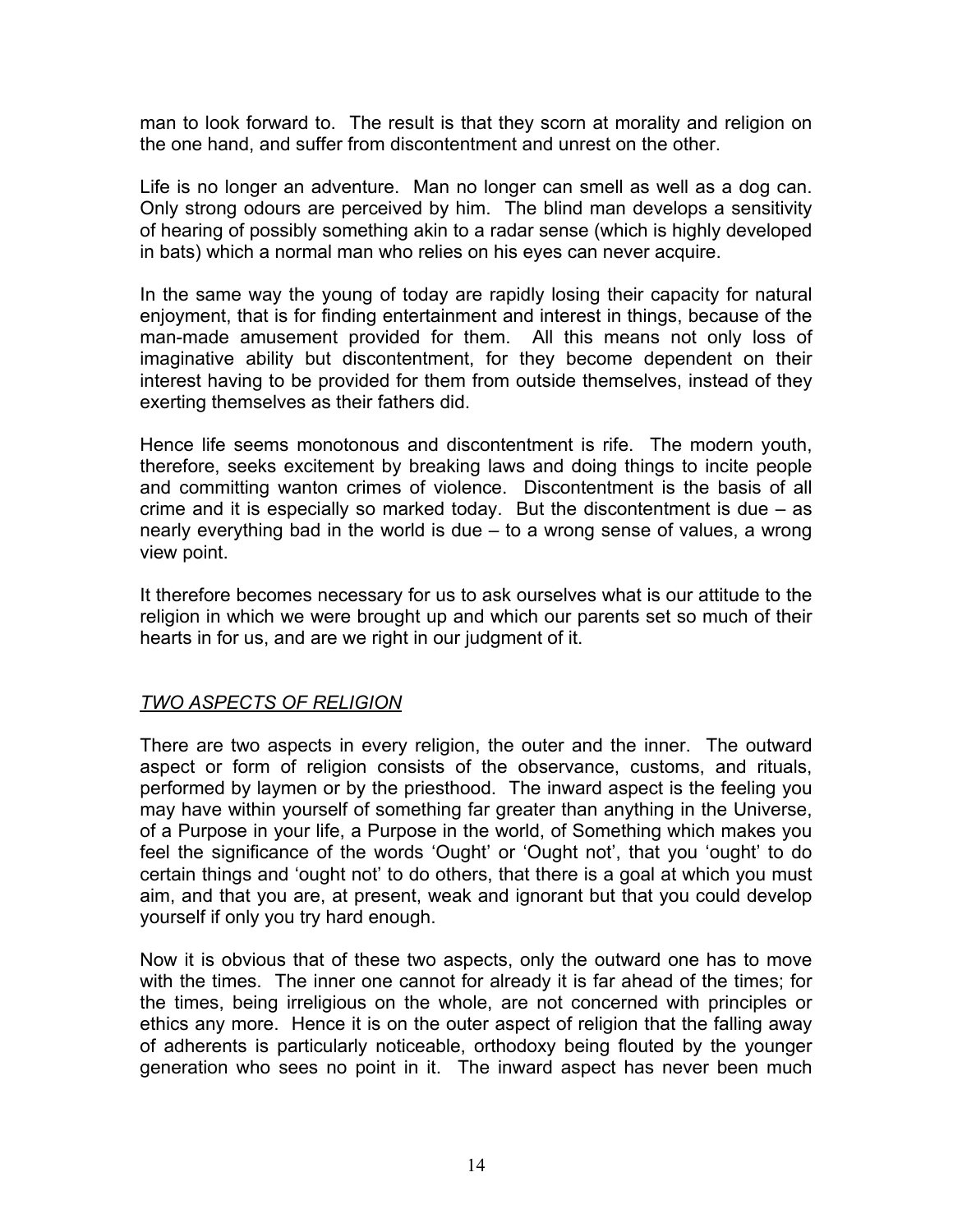man to look forward to. The result is that they scorn at morality and religion on the one hand, and suffer from discontentment and unrest on the other.

Life is no longer an adventure. Man no longer can smell as well as a dog can. Only strong odours are perceived by him. The blind man develops a sensitivity of hearing of possibly something akin to a radar sense (which is highly developed in bats) which a normal man who relies on his eyes can never acquire.

In the same way the young of today are rapidly losing their capacity for natural enjoyment, that is for finding entertainment and interest in things, because of the man-made amusement provided for them. All this means not only loss of imaginative ability but discontentment, for they become dependent on their interest having to be provided for them from outside themselves, instead of they exerting themselves as their fathers did.

Hence life seems monotonous and discontentment is rife. The modern youth, therefore, seeks excitement by breaking laws and doing things to incite people and committing wanton crimes of violence. Discontentment is the basis of all crime and it is especially so marked today. But the discontentment is due – as nearly everything bad in the world is due – to a wrong sense of values, a wrong view point.

It therefore becomes necessary for us to ask ourselves what is our attitude to the religion in which we were brought up and which our parents set so much of their hearts in for us, and are we right in our judgment of it.

## *TWO ASPECTS OF RELIGION*

There are two aspects in every religion, the outer and the inner. The outward aspect or form of religion consists of the observance, customs, and rituals, performed by laymen or by the priesthood. The inward aspect is the feeling you may have within yourself of something far greater than anything in the Universe, of a Purpose in your life, a Purpose in the world, of Something which makes you feel the significance of the words 'Ought' or 'Ought not', that you 'ought' to do certain things and 'ought not' to do others, that there is a goal at which you must aim, and that you are, at present, weak and ignorant but that you could develop yourself if only you try hard enough.

Now it is obvious that of these two aspects, only the outward one has to move with the times. The inner one cannot for already it is far ahead of the times; for the times, being irreligious on the whole, are not concerned with principles or ethics any more. Hence it is on the outer aspect of religion that the falling away of adherents is particularly noticeable, orthodoxy being flouted by the younger generation who sees no point in it. The inward aspect has never been much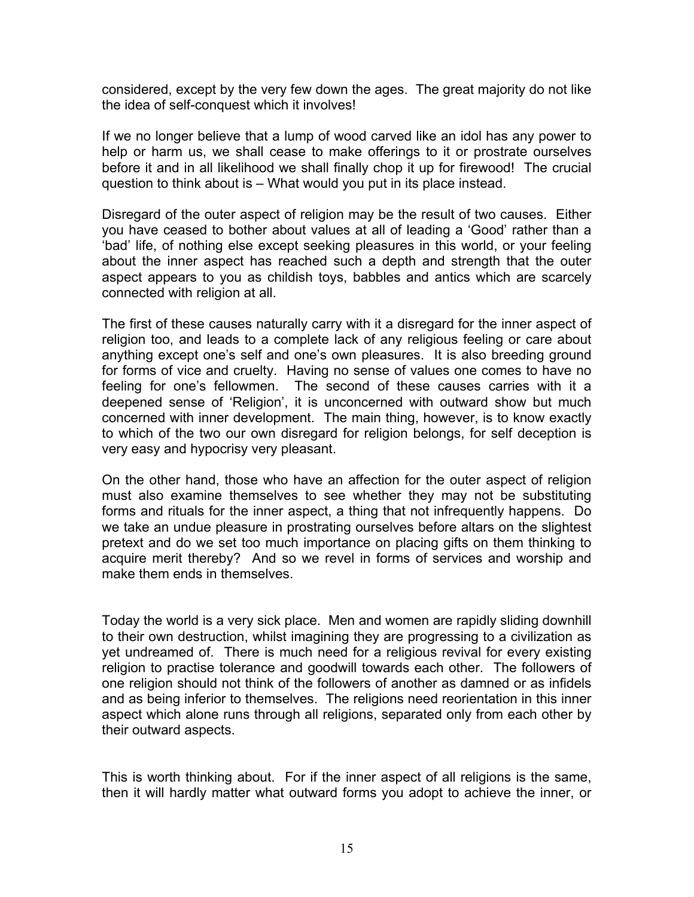considered, except by the very few down the ages. The great majority do not like the idea of self-conquest which it involves!

If we no longer believe that a lump of wood carved like an idol has any power to help or harm us, we shall cease to make offerings to it or prostrate ourselves before it and in all likelihood we shall finally chop it up for firewood! The crucial question to think about is – What would you put in its place instead.

Disregard of the outer aspect of religion may be the result of two causes. Either you have ceased to bother about values at all of leading a 'Good' rather than a 'bad' life, of nothing else except seeking pleasures in this world, or your feeling about the inner aspect has reached such a depth and strength that the outer aspect appears to you as childish toys, babbles and antics which are scarcely connected with religion at all.

The first of these causes naturally carry with it a disregard for the inner aspect of religion too, and leads to a complete lack of any religious feeling or care about anything except one's self and one's own pleasures. It is also breeding ground for forms of vice and cruelty. Having no sense of values one comes to have no feeling for one's fellowmen. The second of these causes carries with it a deepened sense of 'Religion', it is unconcerned with outward show but much concerned with inner development. The main thing, however, is to know exactly to which of the two our own disregard for religion belongs, for self deception is very easy and hypocrisy very pleasant.

On the other hand, those who have an affection for the outer aspect of religion must also examine themselves to see whether they may not be substituting forms and rituals for the inner aspect, a thing that not infrequently happens. Do we take an undue pleasure in prostrating ourselves before altars on the slightest pretext and do we set too much importance on placing gifts on them thinking to acquire merit thereby? And so we revel in forms of services and worship and make them ends in themselves.

Today the world is a very sick place. Men and women are rapidly sliding downhill to their own destruction, whilst imagining they are progressing to a civilization as yet undreamed of. There is much need for a religious revival for every existing religion to practise tolerance and goodwill towards each other. The followers of one religion should not think of the followers of another as damned or as infidels and as being inferior to themselves. The religions need reorientation in this inner aspect which alone runs through all religions, separated only from each other by their outward aspects.

This is worth thinking about. For if the inner aspect of all religions is the same, then it will hardly matter what outward forms you adopt to achieve the inner, or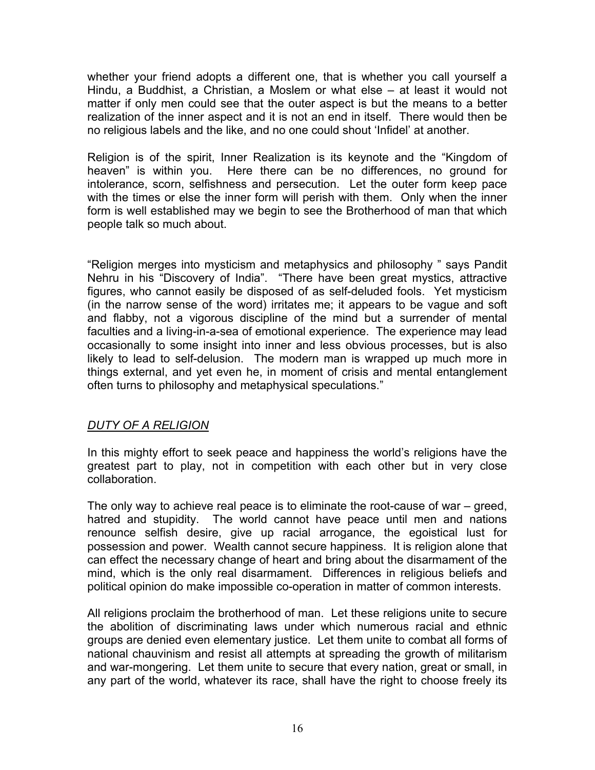whether your friend adopts a different one, that is whether you call yourself a Hindu, a Buddhist, a Christian, a Moslem or what else – at least it would not matter if only men could see that the outer aspect is but the means to a better realization of the inner aspect and it is not an end in itself. There would then be no religious labels and the like, and no one could shout 'Infidel' at another.

Religion is of the spirit, Inner Realization is its keynote and the "Kingdom of heaven" is within you. Here there can be no differences, no ground for intolerance, scorn, selfishness and persecution. Let the outer form keep pace with the times or else the inner form will perish with them. Only when the inner form is well established may we begin to see the Brotherhood of man that which people talk so much about.

"Religion merges into mysticism and metaphysics and philosophy " says Pandit Nehru in his "Discovery of India". "There have been great mystics, attractive figures, who cannot easily be disposed of as self-deluded fools. Yet mysticism (in the narrow sense of the word) irritates me; it appears to be vague and soft and flabby, not a vigorous discipline of the mind but a surrender of mental faculties and a living-in-a-sea of emotional experience. The experience may lead occasionally to some insight into inner and less obvious processes, but is also likely to lead to self-delusion. The modern man is wrapped up much more in things external, and yet even he, in moment of crisis and mental entanglement often turns to philosophy and metaphysical speculations."

## *DUTY OF A RELIGION*

In this mighty effort to seek peace and happiness the world's religions have the greatest part to play, not in competition with each other but in very close collaboration.

The only way to achieve real peace is to eliminate the root-cause of war – greed, hatred and stupidity. The world cannot have peace until men and nations renounce selfish desire, give up racial arrogance, the egoistical lust for possession and power. Wealth cannot secure happiness. It is religion alone that can effect the necessary change of heart and bring about the disarmament of the mind, which is the only real disarmament. Differences in religious beliefs and political opinion do make impossible co-operation in matter of common interests.

All religions proclaim the brotherhood of man. Let these religions unite to secure the abolition of discriminating laws under which numerous racial and ethnic groups are denied even elementary justice. Let them unite to combat all forms of national chauvinism and resist all attempts at spreading the growth of militarism and war-mongering. Let them unite to secure that every nation, great or small, in any part of the world, whatever its race, shall have the right to choose freely its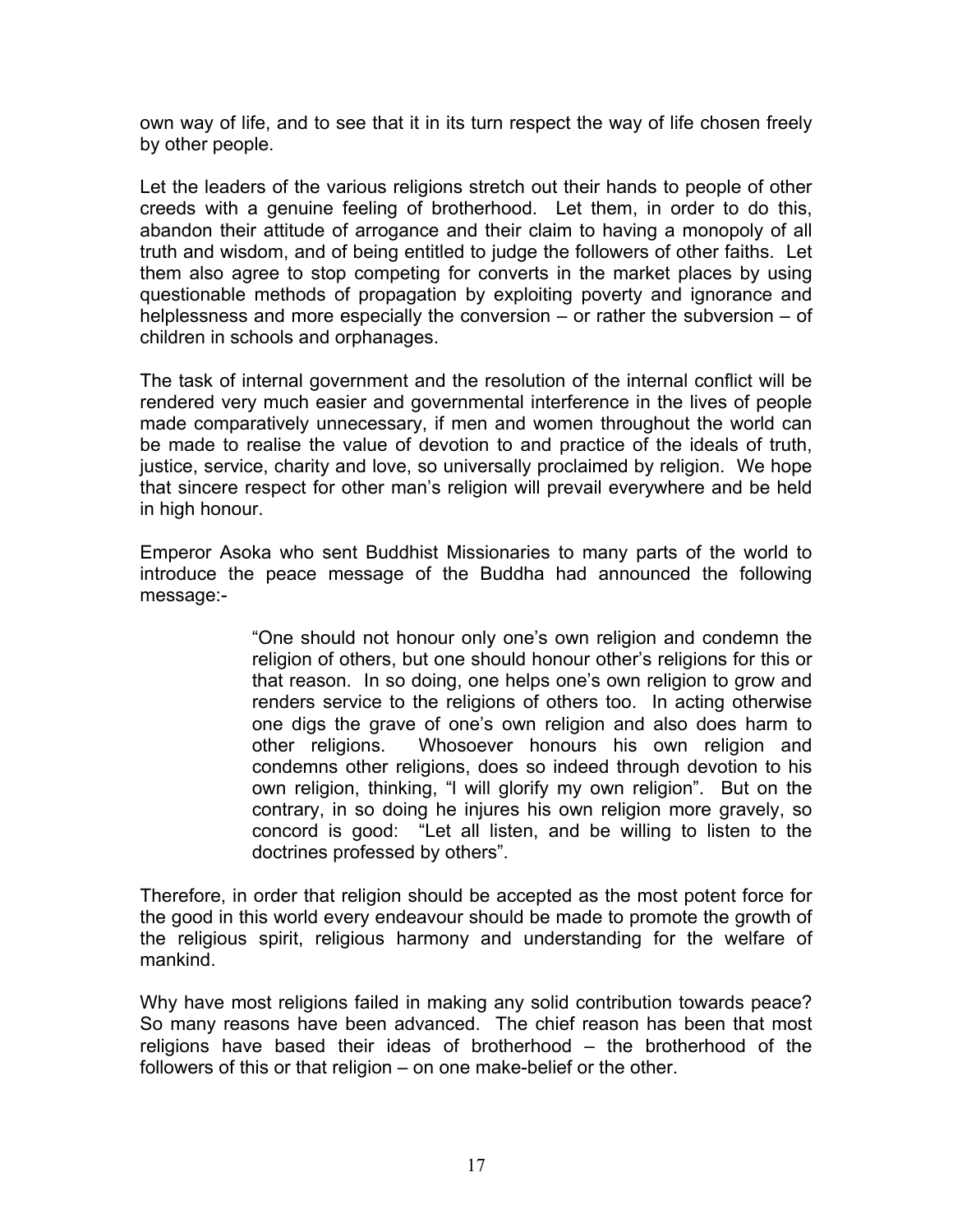own way of life, and to see that it in its turn respect the way of life chosen freely by other people.

Let the leaders of the various religions stretch out their hands to people of other creeds with a genuine feeling of brotherhood. Let them, in order to do this, abandon their attitude of arrogance and their claim to having a monopoly of all truth and wisdom, and of being entitled to judge the followers of other faiths. Let them also agree to stop competing for converts in the market places by using questionable methods of propagation by exploiting poverty and ignorance and helplessness and more especially the conversion – or rather the subversion – of children in schools and orphanages.

The task of internal government and the resolution of the internal conflict will be rendered very much easier and governmental interference in the lives of people made comparatively unnecessary, if men and women throughout the world can be made to realise the value of devotion to and practice of the ideals of truth, justice, service, charity and love, so universally proclaimed by religion. We hope that sincere respect for other man's religion will prevail everywhere and be held in high honour.

Emperor Asoka who sent Buddhist Missionaries to many parts of the world to introduce the peace message of the Buddha had announced the following message:-

> "One should not honour only one's own religion and condemn the religion of others, but one should honour other's religions for this or that reason. In so doing, one helps one's own religion to grow and renders service to the religions of others too. In acting otherwise one digs the grave of one's own religion and also does harm to other religions. Whosoever honours his own religion and condemns other religions, does so indeed through devotion to his own religion, thinking, "I will glorify my own religion". But on the contrary, in so doing he injures his own religion more gravely, so concord is good: "Let all listen, and be willing to listen to the doctrines professed by others".

Therefore, in order that religion should be accepted as the most potent force for the good in this world every endeavour should be made to promote the growth of the religious spirit, religious harmony and understanding for the welfare of mankind.

Why have most religions failed in making any solid contribution towards peace? So many reasons have been advanced. The chief reason has been that most religions have based their ideas of brotherhood – the brotherhood of the followers of this or that religion – on one make-belief or the other.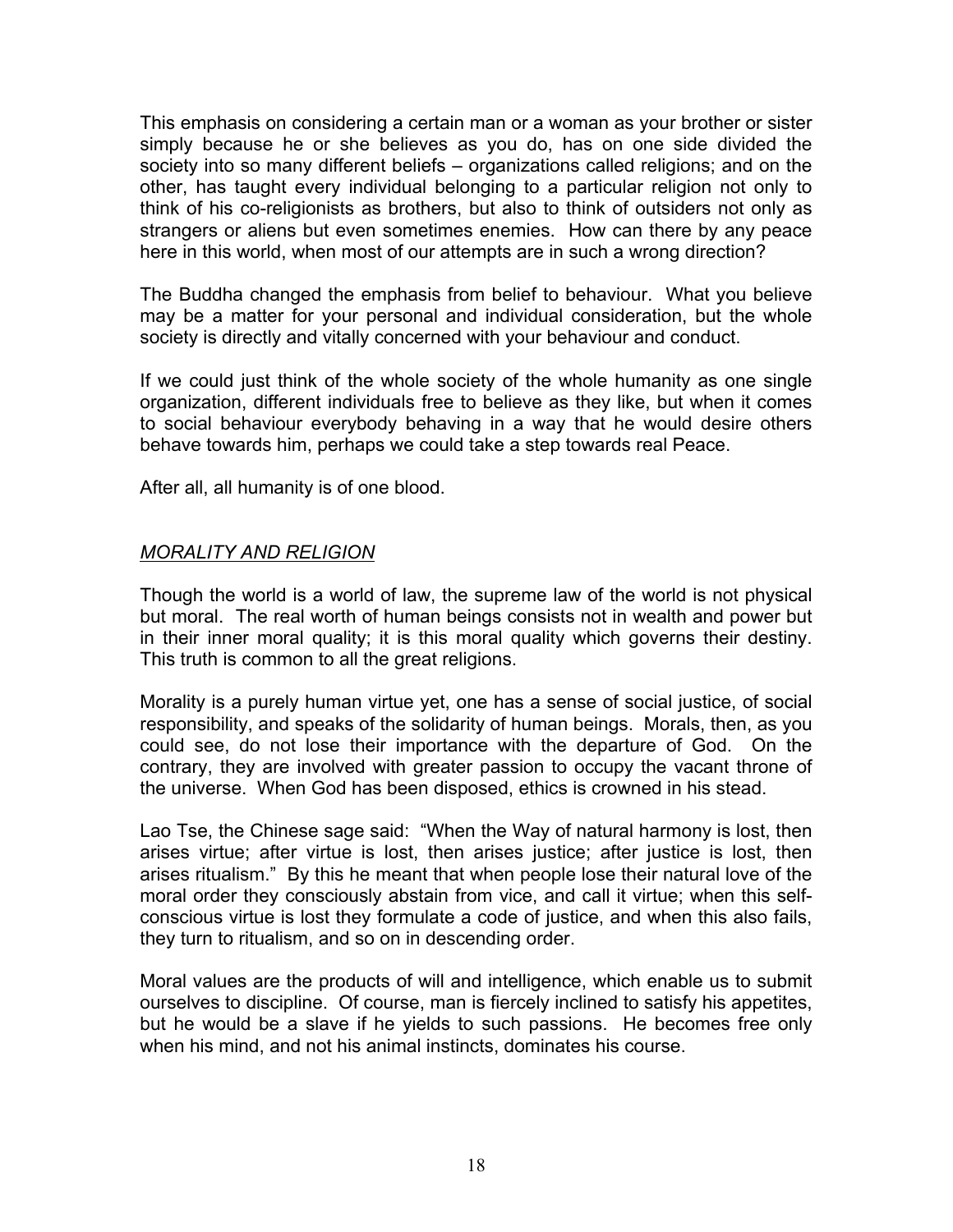This emphasis on considering a certain man or a woman as your brother or sister simply because he or she believes as you do, has on one side divided the society into so many different beliefs – organizations called religions; and on the other, has taught every individual belonging to a particular religion not only to think of his co-religionists as brothers, but also to think of outsiders not only as strangers or aliens but even sometimes enemies. How can there by any peace here in this world, when most of our attempts are in such a wrong direction?

The Buddha changed the emphasis from belief to behaviour. What you believe may be a matter for your personal and individual consideration, but the whole society is directly and vitally concerned with your behaviour and conduct.

If we could just think of the whole society of the whole humanity as one single organization, different individuals free to believe as they like, but when it comes to social behaviour everybody behaving in a way that he would desire others behave towards him, perhaps we could take a step towards real Peace.

After all, all humanity is of one blood.

## *MORALITY AND RELIGION*

Though the world is a world of law, the supreme law of the world is not physical but moral. The real worth of human beings consists not in wealth and power but in their inner moral quality; it is this moral quality which governs their destiny. This truth is common to all the great religions.

Morality is a purely human virtue yet, one has a sense of social justice, of social responsibility, and speaks of the solidarity of human beings. Morals, then, as you could see, do not lose their importance with the departure of God. On the contrary, they are involved with greater passion to occupy the vacant throne of the universe. When God has been disposed, ethics is crowned in his stead.

Lao Tse, the Chinese sage said: "When the Way of natural harmony is lost, then arises virtue; after virtue is lost, then arises justice; after justice is lost, then arises ritualism." By this he meant that when people lose their natural love of the moral order they consciously abstain from vice, and call it virtue; when this self-conscious virtue is lost they formulate a code of justice, and when this also fails, they turn to ritualism, and so on in descending order.

Moral values are the products of will and intelligence, which enable us to submit ourselves to discipline. Of course, man is fiercely inclined to satisfy his appetites, but he would be a slave if he yields to such passions. He becomes free only when his mind, and not his animal instincts, dominates his course.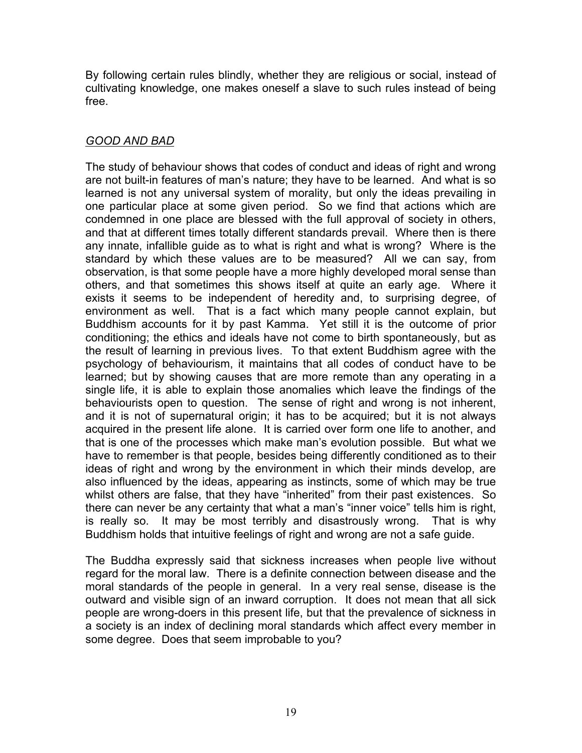By following certain rules blindly, whether they are religious or social, instead of cultivating knowledge, one makes oneself a slave to such rules instead of being free.

## *GOOD AND BAD*

The study of behaviour shows that codes of conduct and ideas of right and wrong are not built-in features of man's nature; they have to be learned. And what is so learned is not any universal system of morality, but only the ideas prevailing in one particular place at some given period. So we find that actions which are condemned in one place are blessed with the full approval of society in others, and that at different times totally different standards prevail. Where then is there any innate, infallible guide as to what is right and what is wrong? Where is the standard by which these values are to be measured? All we can say, from observation, is that some people have a more highly developed moral sense than others, and that sometimes this shows itself at quite an early age. Where it exists it seems to be independent of heredity and, to surprising degree, of environment as well. That is a fact which many people cannot explain, but Buddhism accounts for it by past Kamma. Yet still it is the outcome of prior conditioning; the ethics and ideals have not come to birth spontaneously, but as the result of learning in previous lives. To that extent Buddhism agree with the psychology of behaviourism, it maintains that all codes of conduct have to be learned; but by showing causes that are more remote than any operating in a single life, it is able to explain those anomalies which leave the findings of the behaviourists open to question. The sense of right and wrong is not inherent, and it is not of supernatural origin; it has to be acquired; but it is not always acquired in the present life alone. It is carried over form one life to another, and that is one of the processes which make man's evolution possible. But what we have to remember is that people, besides being differently conditioned as to their ideas of right and wrong by the environment in which their minds develop, are also influenced by the ideas, appearing as instincts, some of which may be true whilst others are false, that they have "inherited" from their past existences. So there can never be any certainty that what a man's "inner voice" tells him is right, is really so. It may be most terribly and disastrously wrong. That is why Buddhism holds that intuitive feelings of right and wrong are not a safe guide.

The Buddha expressly said that sickness increases when people live without regard for the moral law. There is a definite connection between disease and the moral standards of the people in general. In a very real sense, disease is the outward and visible sign of an inward corruption. It does not mean that all sick people are wrong-doers in this present life, but that the prevalence of sickness in a society is an index of declining moral standards which affect every member in some degree. Does that seem improbable to you?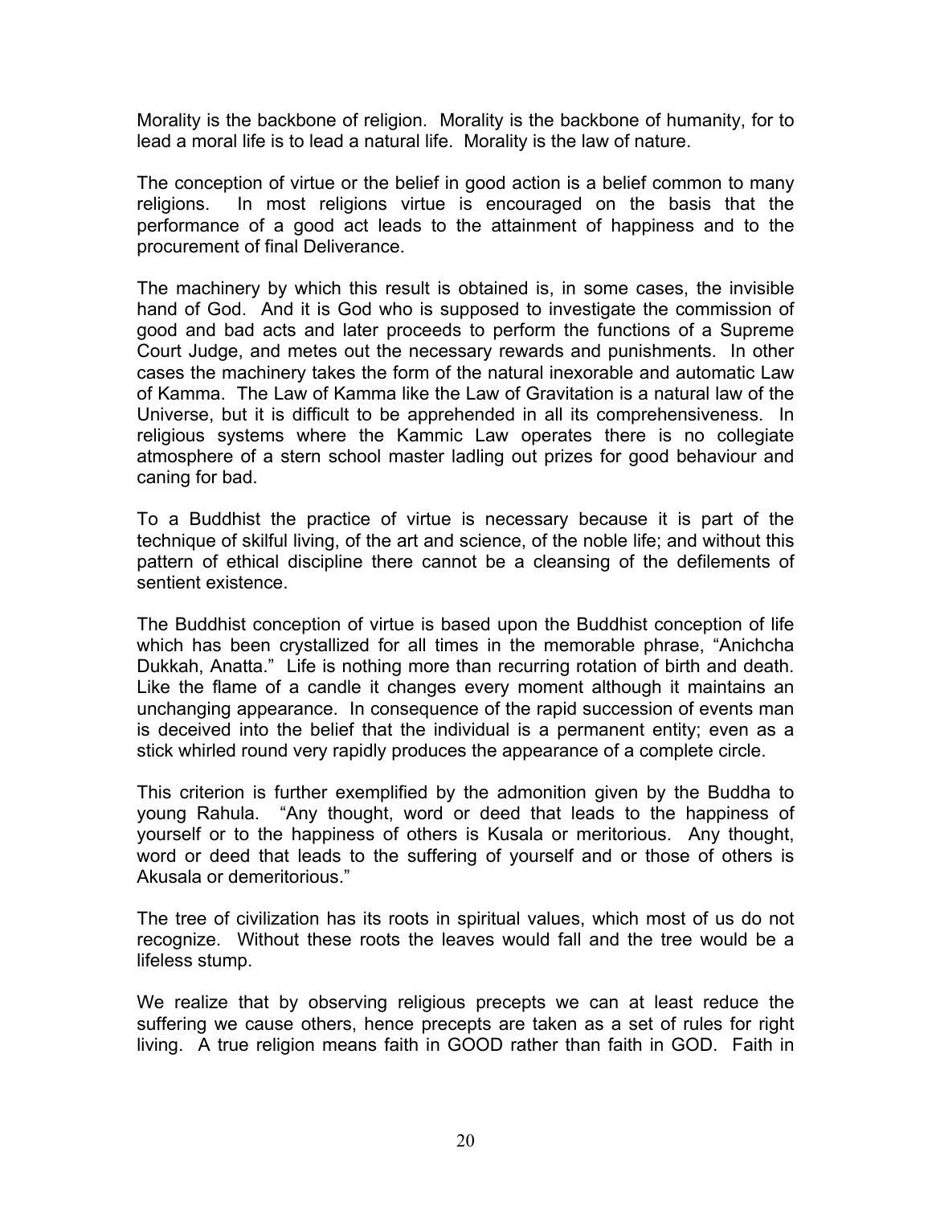Morality is the backbone of religion. Morality is the backbone of humanity, for to lead a moral life is to lead a natural life. Morality is the law of nature.

The conception of virtue or the belief in good action is a belief common to many religions. In most religions virtue is encouraged on the basis that the performance of a good act leads to the attainment of happiness and to the procurement of final Deliverance.

The machinery by which this result is obtained is, in some cases, the invisible hand of God. And it is God who is supposed to investigate the commission of good and bad acts and later proceeds to perform the functions of a Supreme Court Judge, and metes out the necessary rewards and punishments. In other cases the machinery takes the form of the natural inexorable and automatic Law of Kamma. The Law of Kamma like the Law of Gravitation is a natural law of the Universe, but it is difficult to be apprehended in all its comprehensiveness. In religious systems where the Kammic Law operates there is no collegiate atmosphere of a stern school master ladling out prizes for good behaviour and caning for bad.

To a Buddhist the practice of virtue is necessary because it is part of the technique of skilful living, of the art and science, of the noble life; and without this pattern of ethical discipline there cannot be a cleansing of the defilements of sentient existence.

The Buddhist conception of virtue is based upon the Buddhist conception of life which has been crystallized for all times in the memorable phrase, "Anichcha Dukkah, Anatta." Life is nothing more than recurring rotation of birth and death. Like the flame of a candle it changes every moment although it maintains an unchanging appearance. In consequence of the rapid succession of events man is deceived into the belief that the individual is a permanent entity; even as a stick whirled round very rapidly produces the appearance of a complete circle.

This criterion is further exemplified by the admonition given by the Buddha to young Rahula. "Any thought, word or deed that leads to the happiness of yourself or to the happiness of others is Kusala or meritorious. Any thought, word or deed that leads to the suffering of yourself and or those of others is Akusala or demeritorious."

The tree of civilization has its roots in spiritual values, which most of us do not recognize. Without these roots the leaves would fall and the tree would be a lifeless stump.

We realize that by observing religious precepts we can at least reduce the suffering we cause others, hence precepts are taken as a set of rules for right living. A true religion means faith in GOOD rather than faith in GOD. Faith in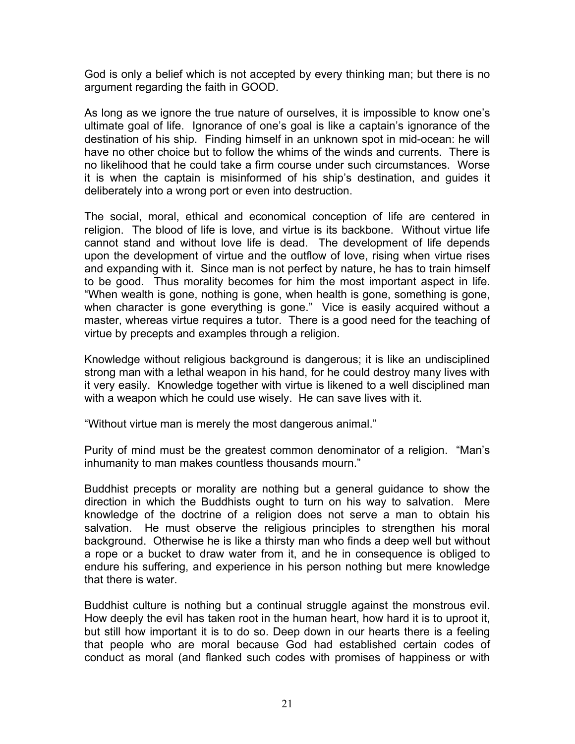God is only a belief which is not accepted by every thinking man; but there is no argument regarding the faith in GOOD.

As long as we ignore the true nature of ourselves, it is impossible to know one's ultimate goal of life. Ignorance of one's goal is like a captain's ignorance of the destination of his ship. Finding himself in an unknown spot in mid-ocean: he will have no other choice but to follow the whims of the winds and currents. There is no likelihood that he could take a firm course under such circumstances. Worse it is when the captain is misinformed of his ship's destination, and guides it deliberately into a wrong port or even into destruction.

The social, moral, ethical and economical conception of life are centered in religion. The blood of life is love, and virtue is its backbone. Without virtue life cannot stand and without love life is dead. The development of life depends upon the development of virtue and the outflow of love, rising when virtue rises and expanding with it. Since man is not perfect by nature, he has to train himself to be good. Thus morality becomes for him the most important aspect in life. "When wealth is gone, nothing is gone, when health is gone, something is gone, when character is gone everything is gone." Vice is easily acquired without a master, whereas virtue requires a tutor. There is a good need for the teaching of virtue by precepts and examples through a religion.

Knowledge without religious background is dangerous; it is like an undisciplined strong man with a lethal weapon in his hand, for he could destroy many lives with it very easily. Knowledge together with virtue is likened to a well disciplined man with a weapon which he could use wisely. He can save lives with it.

"Without virtue man is merely the most dangerous animal."

Purity of mind must be the greatest common denominator of a religion. "Man's inhumanity to man makes countless thousands mourn."

Buddhist precepts or morality are nothing but a general guidance to show the direction in which the Buddhists ought to turn on his way to salvation. Mere knowledge of the doctrine of a religion does not serve a man to obtain his salvation. He must observe the religious principles to strengthen his moral background. Otherwise he is like a thirsty man who finds a deep well but without a rope or a bucket to draw water from it, and he in consequence is obliged to endure his suffering, and experience in his person nothing but mere knowledge that there is water.

Buddhist culture is nothing but a continual struggle against the monstrous evil. How deeply the evil has taken root in the human heart, how hard it is to uproot it, but still how important it is to do so. Deep down in our hearts there is a feeling that people who are moral because God had established certain codes of conduct as moral (and flanked such codes with promises of happiness or with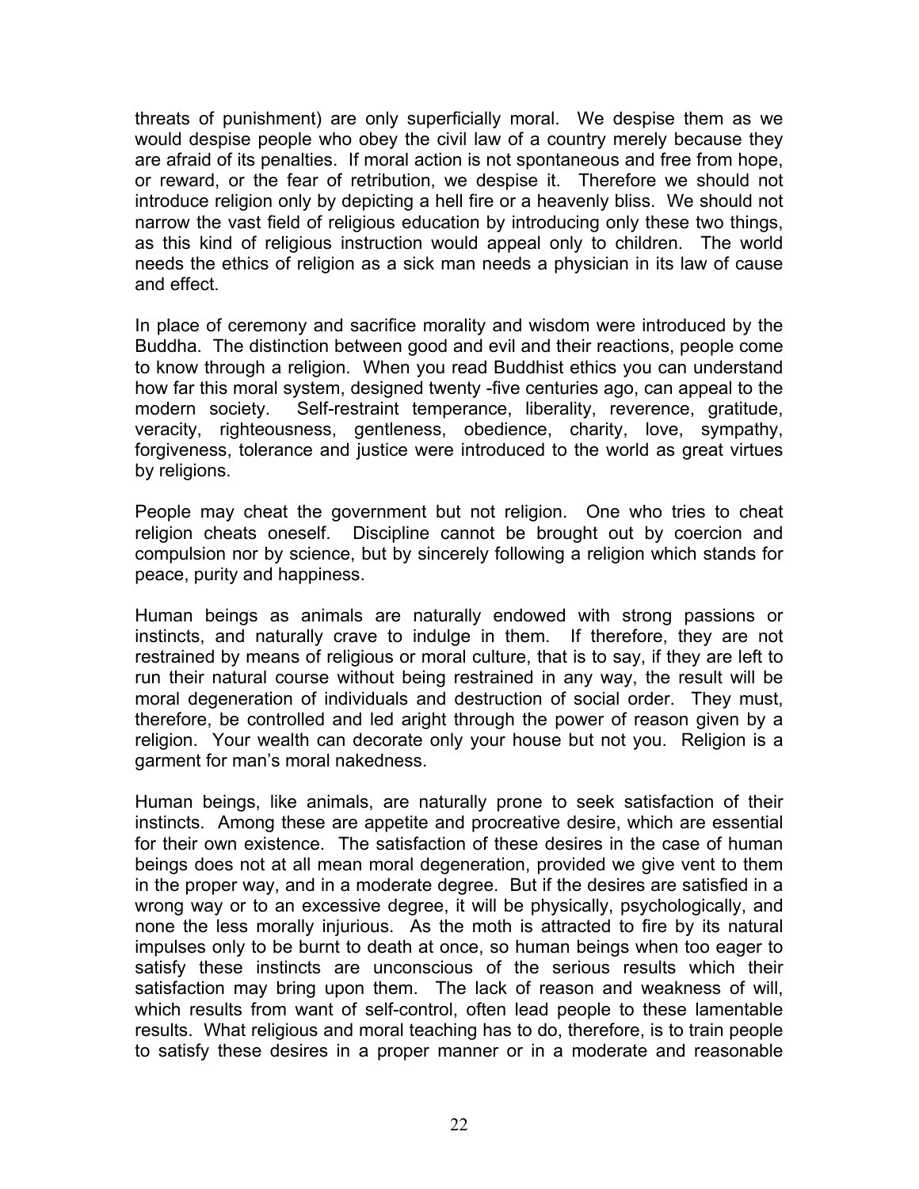threats of punishment) are only superficially moral. We despise them as we would despise people who obey the civil law of a country merely because they are afraid of its penalties. If moral action is not spontaneous and free from hope, or reward, or the fear of retribution, we despise it. Therefore we should not introduce religion only by depicting a hell fire or a heavenly bliss. We should not narrow the vast field of religious education by introducing only these two things, as this kind of religious instruction would appeal only to children. The world needs the ethics of religion as a sick man needs a physician in its law of cause and effect.

In place of ceremony and sacrifice morality and wisdom were introduced by the Buddha. The distinction between good and evil and their reactions, people come to know through a religion. When you read Buddhist ethics you can understand how far this moral system, designed twenty -five centuries ago, can appeal to the modern society. Self-restraint temperance, liberality, reverence, gratitude, veracity, righteousness, gentleness, obedience, charity, love, sympathy, forgiveness, tolerance and justice were introduced to the world as great virtues by religions.

People may cheat the government but not religion. One who tries to cheat religion cheats oneself. Discipline cannot be brought out by coercion and compulsion nor by science, but by sincerely following a religion which stands for peace, purity and happiness.

Human beings as animals are naturally endowed with strong passions or instincts, and naturally crave to indulge in them. If therefore, they are not restrained by means of religious or moral culture, that is to say, if they are left to run their natural course without being restrained in any way, the result will be moral degeneration of individuals and destruction of social order. They must, therefore, be controlled and led aright through the power of reason given by a religion. Your wealth can decorate only your house but not you. Religion is a garment for man's moral nakedness.

Human beings, like animals, are naturally prone to seek satisfaction of their instincts. Among these are appetite and procreative desire, which are essential for their own existence. The satisfaction of these desires in the case of human beings does not at all mean moral degeneration, provided we give vent to them in the proper way, and in a moderate degree. But if the desires are satisfied in a wrong way or to an excessive degree, it will be physically, psychologically, and none the less morally injurious. As the moth is attracted to fire by its natural impulses only to be burnt to death at once, so human beings when too eager to satisfy these instincts are unconscious of the serious results which their satisfaction may bring upon them. The lack of reason and weakness of will, which results from want of self-control, often lead people to these lamentable results. What religious and moral teaching has to do, therefore, is to train people to satisfy these desires in a proper manner or in a moderate and reasonable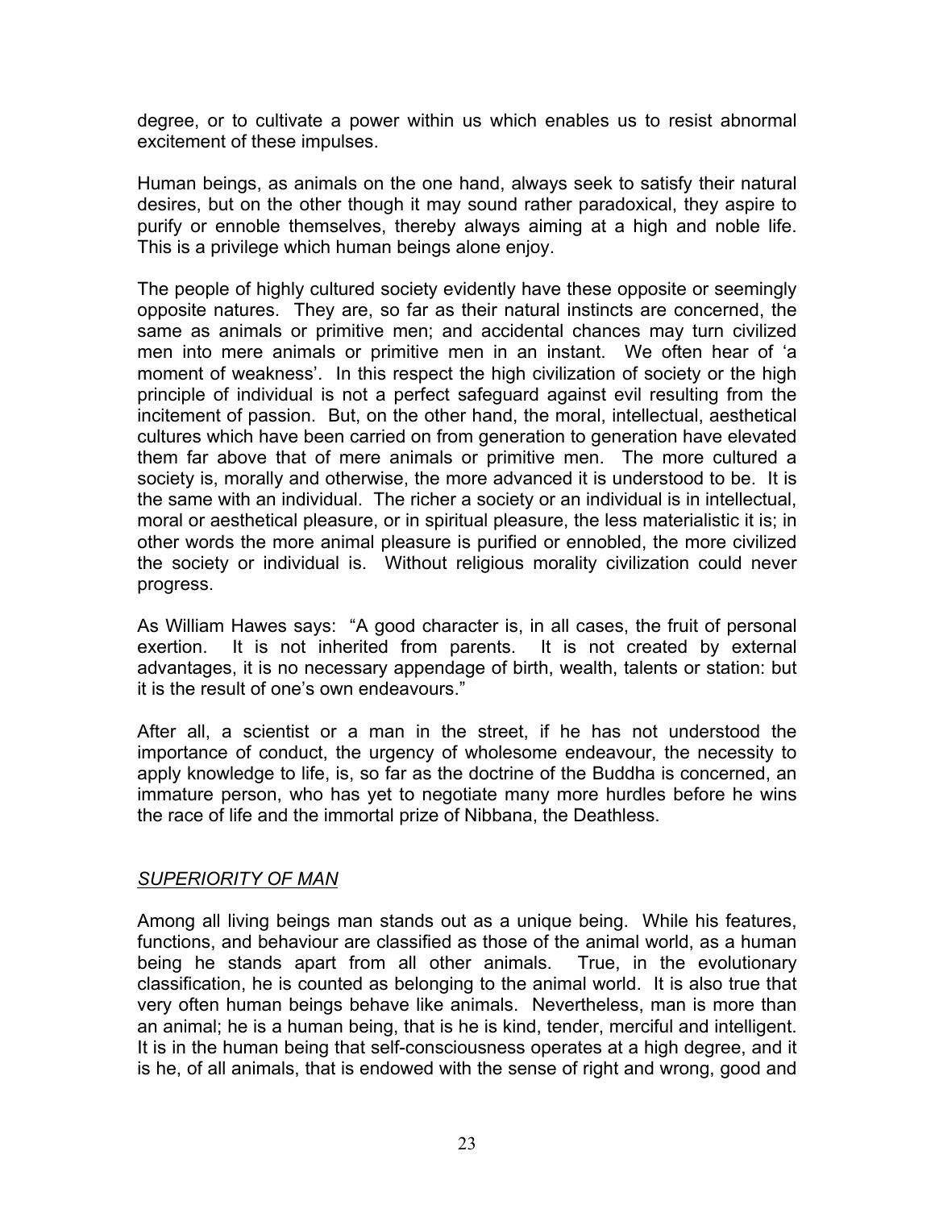degree, or to cultivate a power within us which enables us to resist abnormal excitement of these impulses.

Human beings, as animals on the one hand, always seek to satisfy their natural desires, but on the other though it may sound rather paradoxical, they aspire to purify or ennoble themselves, thereby always aiming at a high and noble life. This is a privilege which human beings alone enjoy.

The people of highly cultured society evidently have these opposite or seemingly opposite natures. They are, so far as their natural instincts are concerned, the same as animals or primitive men; and accidental chances may turn civilized men into mere animals or primitive men in an instant. We often hear of 'a moment of weakness'. In this respect the high civilization of society or the high principle of individual is not a perfect safeguard against evil resulting from the incitement of passion. But, on the other hand, the moral, intellectual, aesthetical cultures which have been carried on from generation to generation have elevated them far above that of mere animals or primitive men. The more cultured a society is, morally and otherwise, the more advanced it is understood to be. It is the same with an individual. The richer a society or an individual is in intellectual, moral or aesthetical pleasure, or in spiritual pleasure, the less materialistic it is; in other words the more animal pleasure is purified or ennobled, the more civilized the society or individual is. Without religious morality civilization could never progress.

As William Hawes says: "A good character is, in all cases, the fruit of personal exertion. It is not inherited from parents. It is not created by external advantages, it is no necessary appendage of birth, wealth, talents or station: but it is the result of one's own endeavours."

After all, a scientist or a man in the street, if he has not understood the importance of conduct, the urgency of wholesome endeavour, the necessity to apply knowledge to life, is, so far as the doctrine of the Buddha is concerned, an immature person, who has yet to negotiate many more hurdles before he wins the race of life and the immortal prize of Nibbana, the Deathless.

## *SUPERIORITY OF MAN*

Among all living beings man stands out as a unique being. While his features, functions, and behaviour are classified as those of the animal world, as a human being he stands apart from all other animals. True, in the evolutionary classification, he is counted as belonging to the animal world. It is also true that very often human beings behave like animals. Nevertheless, man is more than an animal; he is a human being, that is he is kind, tender, merciful and intelligent. It is in the human being that self-consciousness operates at a high degree, and it is he, of all animals, that is endowed with the sense of right and wrong, good and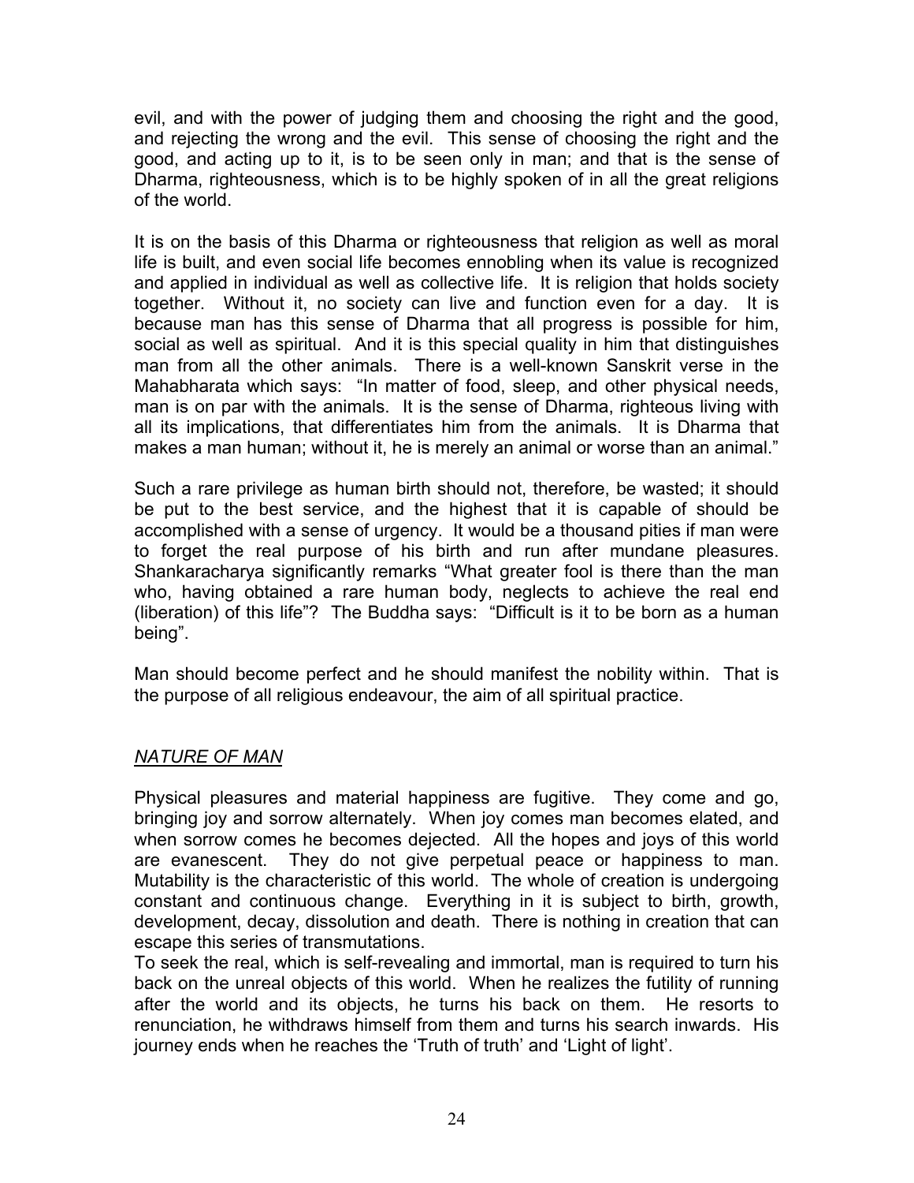evil, and with the power of judging them and choosing the right and the good, and rejecting the wrong and the evil. This sense of choosing the right and the good, and acting up to it, is to be seen only in man; and that is the sense of Dharma, righteousness, which is to be highly spoken of in all the great religions of the world.

It is on the basis of this Dharma or righteousness that religion as well as moral life is built, and even social life becomes ennobling when its value is recognized and applied in individual as well as collective life. It is religion that holds society together. Without it, no society can live and function even for a day. It is because man has this sense of Dharma that all progress is possible for him, social as well as spiritual. And it is this special quality in him that distinguishes man from all the other animals. There is a well-known Sanskrit verse in the Mahabharata which says: "In matter of food, sleep, and other physical needs, man is on par with the animals. It is the sense of Dharma, righteous living with all its implications, that differentiates him from the animals. It is Dharma that makes a man human; without it, he is merely an animal or worse than an animal."

Such a rare privilege as human birth should not, therefore, be wasted; it should be put to the best service, and the highest that it is capable of should be accomplished with a sense of urgency. It would be a thousand pities if man were to forget the real purpose of his birth and run after mundane pleasures. Shankaracharya significantly remarks "What greater fool is there than the man who, having obtained a rare human body, neglects to achieve the real end (liberation) of this life"? The Buddha says: "Difficult is it to be born as a human being".

Man should become perfect and he should manifest the nobility within. That is the purpose of all religious endeavour, the aim of all spiritual practice.

## *NATURE OF MAN*

Physical pleasures and material happiness are fugitive. They come and go, bringing joy and sorrow alternately. When joy comes man becomes elated, and when sorrow comes he becomes dejected. All the hopes and joys of this world are evanescent. They do not give perpetual peace or happiness to man. Mutability is the characteristic of this world. The whole of creation is undergoing constant and continuous change. Everything in it is subject to birth, growth, development, decay, dissolution and death. There is nothing in creation that can escape this series of transmutations.

To seek the real, which is self-revealing and immortal, man is required to turn his back on the unreal objects of this world. When he realizes the futility of running after the world and its objects, he turns his back on them. He resorts to renunciation, he withdraws himself from them and turns his search inwards. His journey ends when he reaches the 'Truth of truth' and 'Light of light'.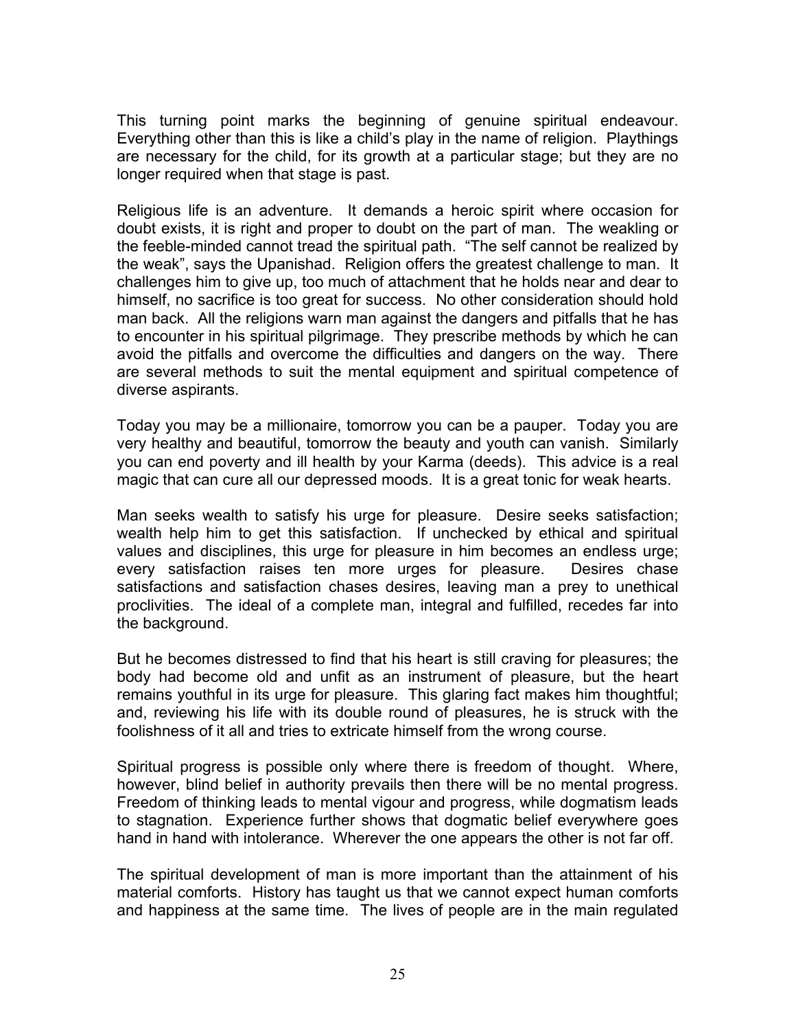This turning point marks the beginning of genuine spiritual endeavour. Everything other than this is like a child's play in the name of religion. Playthings are necessary for the child, for its growth at a particular stage; but they are no longer required when that stage is past.

Religious life is an adventure. It demands a heroic spirit where occasion for doubt exists, it is right and proper to doubt on the part of man. The weakling or the feeble-minded cannot tread the spiritual path. "The self cannot be realized by the weak", says the Upanishad. Religion offers the greatest challenge to man. It challenges him to give up, too much of attachment that he holds near and dear to himself, no sacrifice is too great for success. No other consideration should hold man back. All the religions warn man against the dangers and pitfalls that he has to encounter in his spiritual pilgrimage. They prescribe methods by which he can avoid the pitfalls and overcome the difficulties and dangers on the way. There are several methods to suit the mental equipment and spiritual competence of diverse aspirants.

Today you may be a millionaire, tomorrow you can be a pauper. Today you are very healthy and beautiful, tomorrow the beauty and youth can vanish. Similarly you can end poverty and ill health by your Karma (deeds). This advice is a real magic that can cure all our depressed moods. It is a great tonic for weak hearts.

Man seeks wealth to satisfy his urge for pleasure. Desire seeks satisfaction; wealth help him to get this satisfaction. If unchecked by ethical and spiritual values and disciplines, this urge for pleasure in him becomes an endless urge; every satisfaction raises ten more urges for pleasure. Desires chase satisfactions and satisfaction chases desires, leaving man a prey to unethical proclivities. The ideal of a complete man, integral and fulfilled, recedes far into the background.

But he becomes distressed to find that his heart is still craving for pleasures; the body had become old and unfit as an instrument of pleasure, but the heart remains youthful in its urge for pleasure. This glaring fact makes him thoughtful; and, reviewing his life with its double round of pleasures, he is struck with the foolishness of it all and tries to extricate himself from the wrong course.

Spiritual progress is possible only where there is freedom of thought. Where, however, blind belief in authority prevails then there will be no mental progress. Freedom of thinking leads to mental vigour and progress, while dogmatism leads to stagnation. Experience further shows that dogmatic belief everywhere goes hand in hand with intolerance. Wherever the one appears the other is not far off.

The spiritual development of man is more important than the attainment of his material comforts. History has taught us that we cannot expect human comforts and happiness at the same time. The lives of people are in the main regulated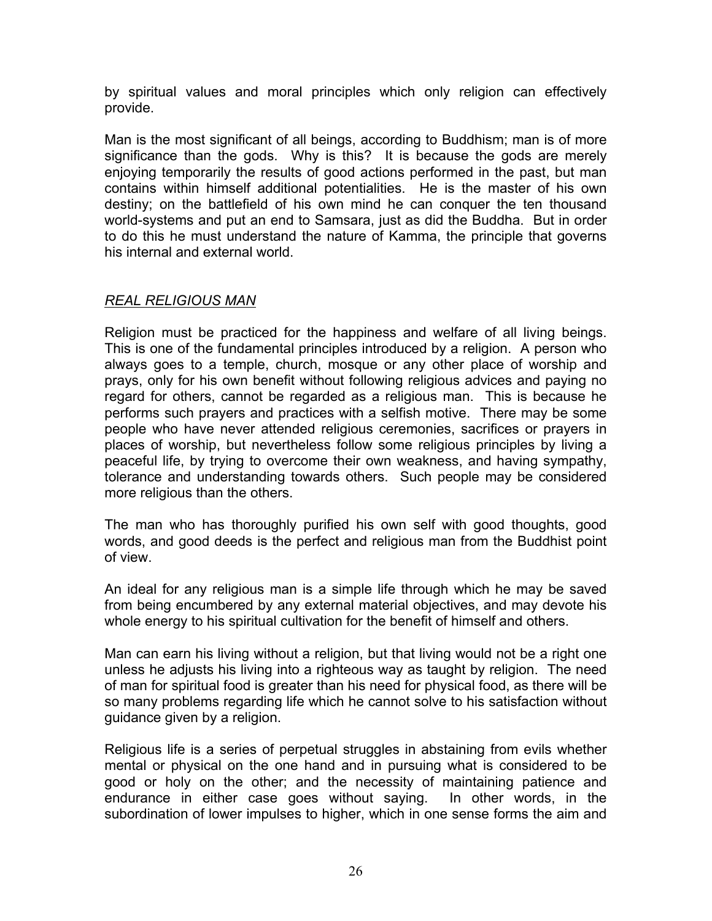by spiritual values and moral principles which only religion can effectively provide.

Man is the most significant of all beings, according to Buddhism; man is of more significance than the gods. Why is this? It is because the gods are merely enjoying temporarily the results of good actions performed in the past, but man contains within himself additional potentialities. He is the master of his own destiny; on the battlefield of his own mind he can conquer the ten thousand world-systems and put an end to Samsara, just as did the Buddha. But in order to do this he must understand the nature of Kamma, the principle that governs his internal and external world.

## *REAL RELIGIOUS MAN*

Religion must be practiced for the happiness and welfare of all living beings. This is one of the fundamental principles introduced by a religion. A person who always goes to a temple, church, mosque or any other place of worship and prays, only for his own benefit without following religious advices and paying no regard for others, cannot be regarded as a religious man. This is because he performs such prayers and practices with a selfish motive. There may be some people who have never attended religious ceremonies, sacrifices or prayers in places of worship, but nevertheless follow some religious principles by living a peaceful life, by trying to overcome their own weakness, and having sympathy, tolerance and understanding towards others. Such people may be considered more religious than the others.

The man who has thoroughly purified his own self with good thoughts, good words, and good deeds is the perfect and religious man from the Buddhist point of view.

An ideal for any religious man is a simple life through which he may be saved from being encumbered by any external material objectives, and may devote his whole energy to his spiritual cultivation for the benefit of himself and others.

Man can earn his living without a religion, but that living would not be a right one unless he adjusts his living into a righteous way as taught by religion. The need of man for spiritual food is greater than his need for physical food, as there will be so many problems regarding life which he cannot solve to his satisfaction without guidance given by a religion.

Religious life is a series of perpetual struggles in abstaining from evils whether mental or physical on the one hand and in pursuing what is considered to be good or holy on the other; and the necessity of maintaining patience and endurance in either case goes without saying. In other words, in the subordination of lower impulses to higher, which in one sense forms the aim and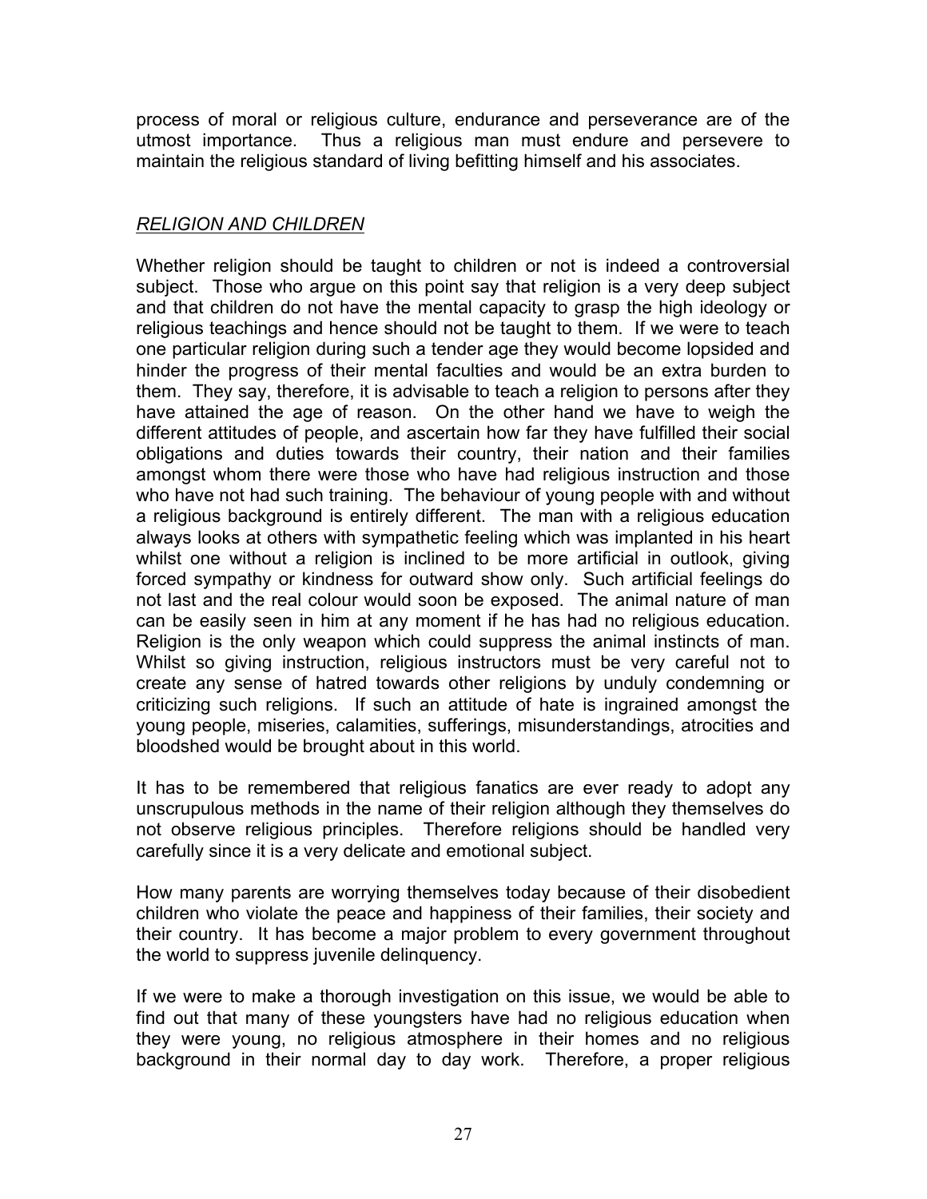process of moral or religious culture, endurance and perseverance are of the utmost importance. Thus a religious man must endure and persevere to maintain the religious standard of living befitting himself and his associates.

### *RELIGION AND CHILDREN*

Whether religion should be taught to children or not is indeed a controversial subject. Those who argue on this point say that religion is a very deep subject and that children do not have the mental capacity to grasp the high ideology or religious teachings and hence should not be taught to them. If we were to teach one particular religion during such a tender age they would become lopsided and hinder the progress of their mental faculties and would be an extra burden to them. They say, therefore, it is advisable to teach a religion to persons after they have attained the age of reason. On the other hand we have to weigh the different attitudes of people, and ascertain how far they have fulfilled their social obligations and duties towards their country, their nation and their families amongst whom there were those who have had religious instruction and those who have not had such training. The behaviour of young people with and without a religious background is entirely different. The man with a religious education always looks at others with sympathetic feeling which was implanted in his heart whilst one without a religion is inclined to be more artificial in outlook, giving forced sympathy or kindness for outward show only. Such artificial feelings do not last and the real colour would soon be exposed. The animal nature of man can be easily seen in him at any moment if he has had no religious education. Religion is the only weapon which could suppress the animal instincts of man. Whilst so giving instruction, religious instructors must be very careful not to create any sense of hatred towards other religions by unduly condemning or criticizing such religions. If such an attitude of hate is ingrained amongst the young people, miseries, calamities, sufferings, misunderstandings, atrocities and bloodshed would be brought about in this world.

It has to be remembered that religious fanatics are ever ready to adopt any unscrupulous methods in the name of their religion although they themselves do not observe religious principles. Therefore religions should be handled very carefully since it is a very delicate and emotional subject.

How many parents are worrying themselves today because of their disobedient children who violate the peace and happiness of their families, their society and their country. It has become a major problem to every government throughout the world to suppress juvenile delinquency.

If we were to make a thorough investigation on this issue, we would be able to find out that many of these youngsters have had no religious education when they were young, no religious atmosphere in their homes and no religious background in their normal day to day work. Therefore, a proper religious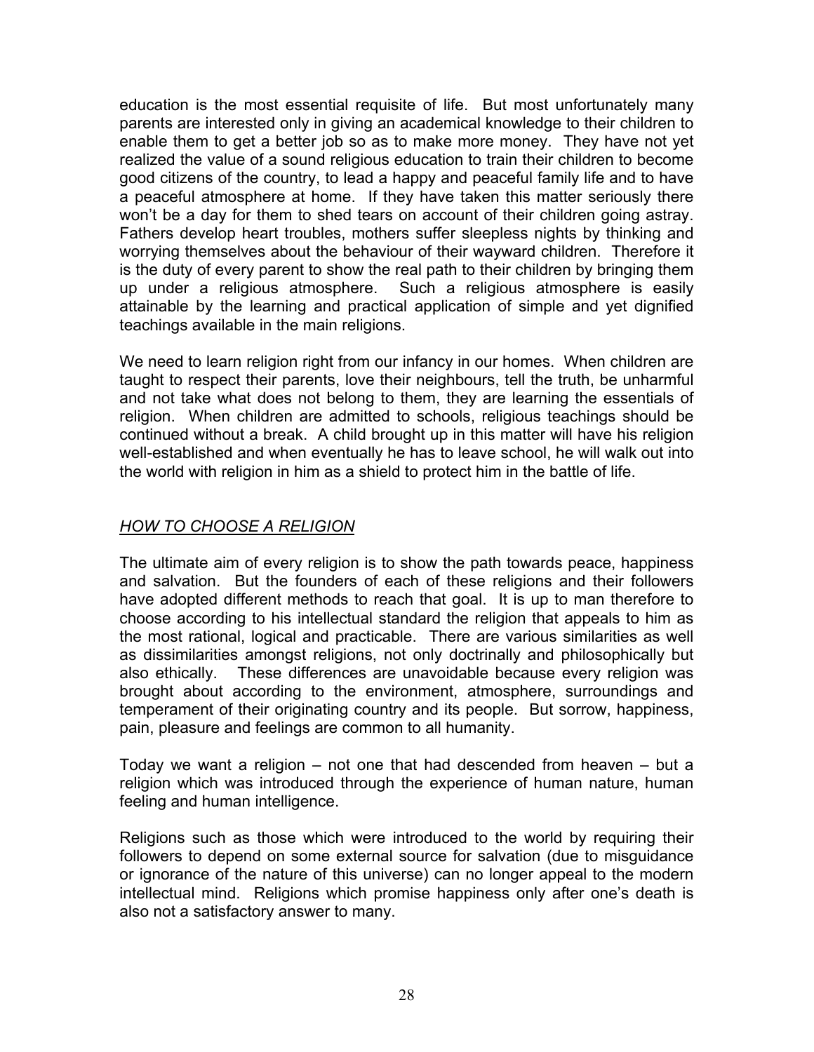education is the most essential requisite of life. But most unfortunately many parents are interested only in giving an academical knowledge to their children to enable them to get a better job so as to make more money. They have not yet realized the value of a sound religious education to train their children to become good citizens of the country, to lead a happy and peaceful family life and to have a peaceful atmosphere at home. If they have taken this matter seriously there won't be a day for them to shed tears on account of their children going astray. Fathers develop heart troubles, mothers suffer sleepless nights by thinking and worrying themselves about the behaviour of their wayward children. Therefore it is the duty of every parent to show the real path to their children by bringing them up under a religious atmosphere. Such a religious atmosphere is easily attainable by the learning and practical application of simple and yet dignified teachings available in the main religions.

We need to learn religion right from our infancy in our homes. When children are taught to respect their parents, love their neighbours, tell the truth, be unharmful and not take what does not belong to them, they are learning the essentials of religion. When children are admitted to schools, religious teachings should be continued without a break. A child brought up in this matter will have his religion well-established and when eventually he has to leave school, he will walk out into the world with religion in him as a shield to protect him in the battle of life.

## *HOW TO CHOOSE A RELIGION*

The ultimate aim of every religion is to show the path towards peace, happiness and salvation. But the founders of each of these religions and their followers have adopted different methods to reach that goal. It is up to man therefore to choose according to his intellectual standard the religion that appeals to him as the most rational, logical and practicable. There are various similarities as well as dissimilarities amongst religions, not only doctrinally and philosophically but also ethically. These differences are unavoidable because every religion was brought about according to the environment, atmosphere, surroundings and temperament of their originating country and its people. But sorrow, happiness, pain, pleasure and feelings are common to all humanity.

Today we want a religion – not one that had descended from heaven – but a religion which was introduced through the experience of human nature, human feeling and human intelligence.

Religions such as those which were introduced to the world by requiring their followers to depend on some external source for salvation (due to misguidance or ignorance of the nature of this universe) can no longer appeal to the modern intellectual mind. Religions which promise happiness only after one's death is also not a satisfactory answer to many.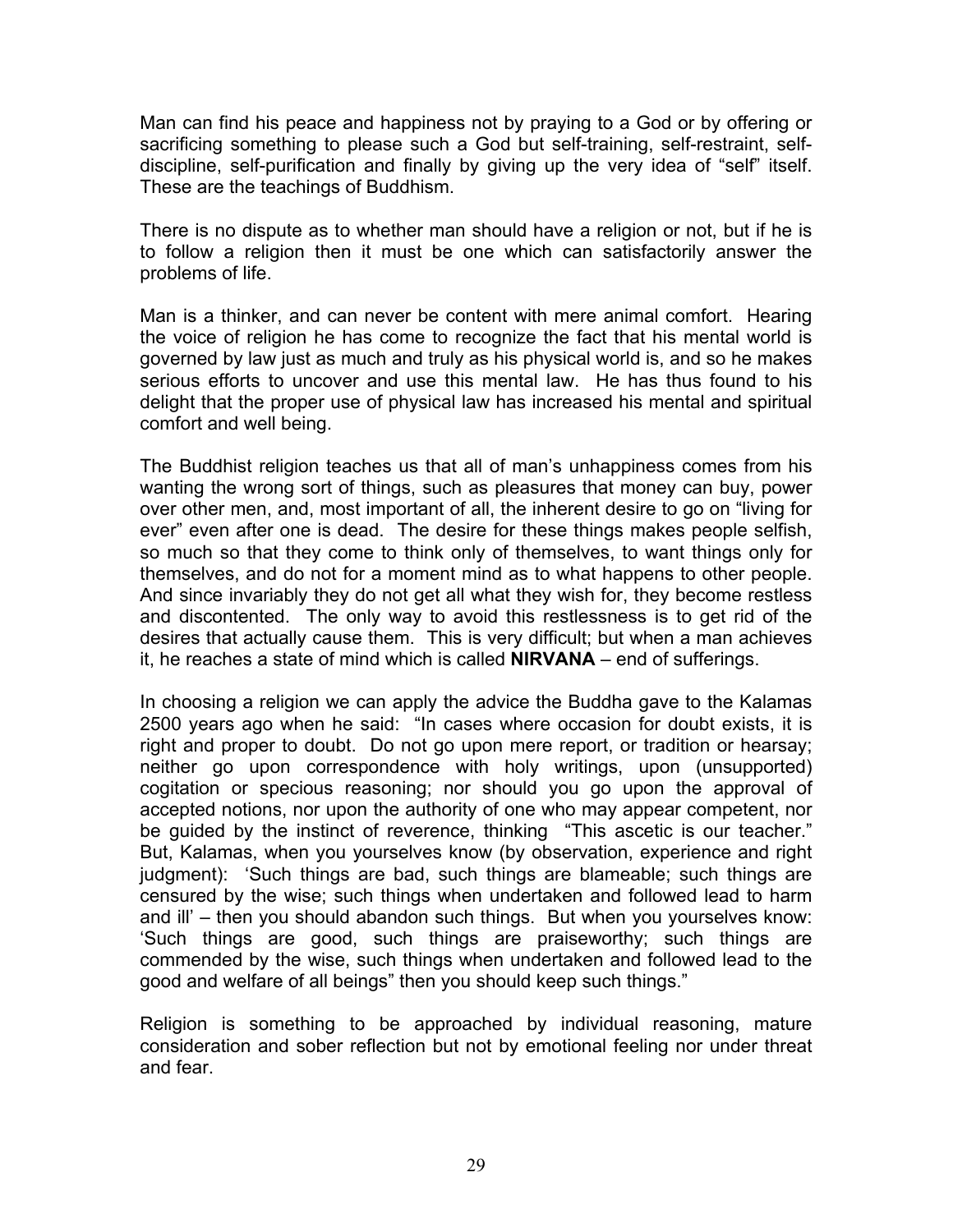Man can find his peace and happiness not by praying to a God or by offering or sacrificing something to please such a God but self-training, self-restraint, self-discipline, self-purification and finally by giving up the very idea of "self" itself. These are the teachings of Buddhism.

There is no dispute as to whether man should have a religion or not, but if he is to follow a religion then it must be one which can satisfactorily answer the problems of life.

Man is a thinker, and can never be content with mere animal comfort. Hearing the voice of religion he has come to recognize the fact that his mental world is governed by law just as much and truly as his physical world is, and so he makes serious efforts to uncover and use this mental law. He has thus found to his delight that the proper use of physical law has increased his mental and spiritual comfort and well being.

The Buddhist religion teaches us that all of man's unhappiness comes from his wanting the wrong sort of things, such as pleasures that money can buy, power over other men, and, most important of all, the inherent desire to go on "living for ever" even after one is dead. The desire for these things makes people selfish, so much so that they come to think only of themselves, to want things only for themselves, and do not for a moment mind as to what happens to other people. And since invariably they do not get all what they wish for, they become restless and discontented. The only way to avoid this restlessness is to get rid of the desires that actually cause them. This is very difficult; but when a man achieves it, he reaches a state of mind which is called **NIRVANA** – end of sufferings.

In choosing a religion we can apply the advice the Buddha gave to the Kalamas 2500 years ago when he said: "In cases where occasion for doubt exists, it is right and proper to doubt. Do not go upon mere report, or tradition or hearsay; neither go upon correspondence with holy writings, upon (unsupported) cogitation or specious reasoning; nor should you go upon the approval of accepted notions, nor upon the authority of one who may appear competent, nor be guided by the instinct of reverence, thinking "This ascetic is our teacher." But, Kalamas, when you yourselves know (by observation, experience and right judgment): 'Such things are bad, such things are blameable; such things are censured by the wise; such things when undertaken and followed lead to harm and ill' – then you should abandon such things. But when you yourselves know: 'Such things are good, such things are praiseworthy; such things are commended by the wise, such things when undertaken and followed lead to the good and welfare of all beings" then you should keep such things."

Religion is something to be approached by individual reasoning, mature consideration and sober reflection but not by emotional feeling nor under threat and fear.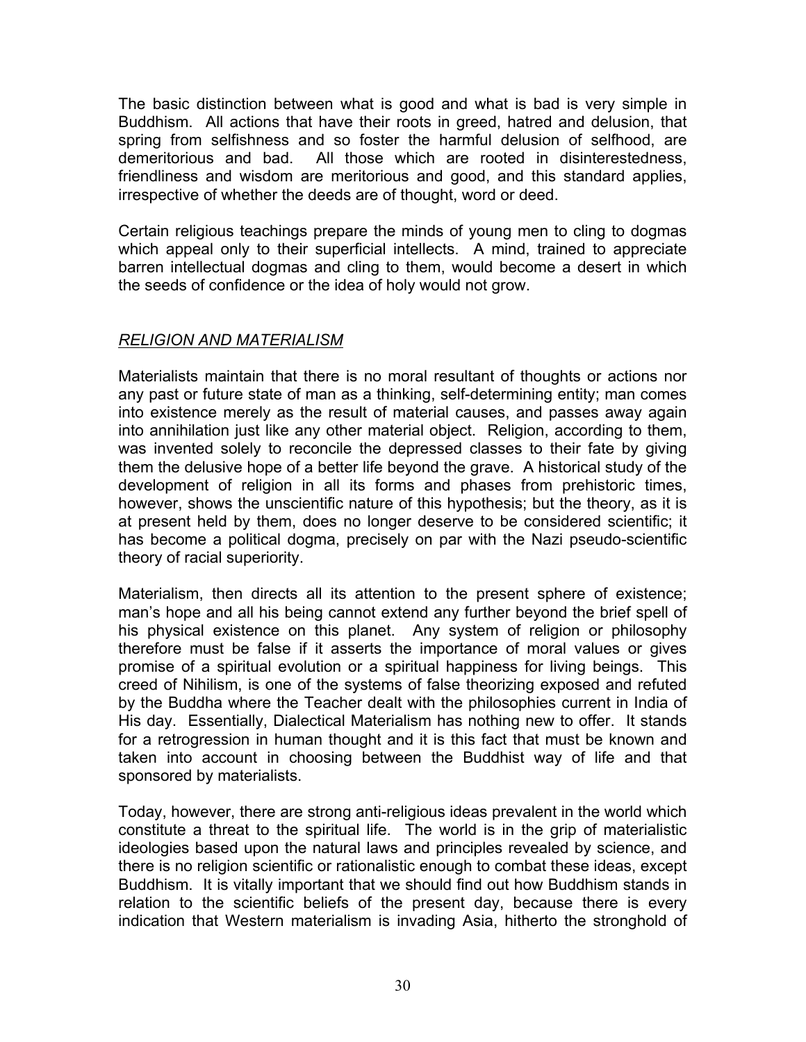The basic distinction between what is good and what is bad is very simple in Buddhism. All actions that have their roots in greed, hatred and delusion, that spring from selfishness and so foster the harmful delusion of selfhood, are demeritorious and bad. All those which are rooted in disinterestedness, friendliness and wisdom are meritorious and good, and this standard applies, irrespective of whether the deeds are of thought, word or deed.

Certain religious teachings prepare the minds of young men to cling to dogmas which appeal only to their superficial intellects. A mind, trained to appreciate barren intellectual dogmas and cling to them, would become a desert in which the seeds of confidence or the idea of holy would not grow.

## *RELIGION AND MATERIALISM*

Materialists maintain that there is no moral resultant of thoughts or actions nor any past or future state of man as a thinking, self-determining entity; man comes into existence merely as the result of material causes, and passes away again into annihilation just like any other material object. Religion, according to them, was invented solely to reconcile the depressed classes to their fate by giving them the delusive hope of a better life beyond the grave. A historical study of the development of religion in all its forms and phases from prehistoric times, however, shows the unscientific nature of this hypothesis; but the theory, as it is at present held by them, does no longer deserve to be considered scientific; it has become a political dogma, precisely on par with the Nazi pseudo-scientific theory of racial superiority.

Materialism, then directs all its attention to the present sphere of existence; man's hope and all his being cannot extend any further beyond the brief spell of his physical existence on this planet. Any system of religion or philosophy therefore must be false if it asserts the importance of moral values or gives promise of a spiritual evolution or a spiritual happiness for living beings. This creed of Nihilism, is one of the systems of false theorizing exposed and refuted by the Buddha where the Teacher dealt with the philosophies current in India of His day. Essentially, Dialectical Materialism has nothing new to offer. It stands for a retrogression in human thought and it is this fact that must be known and taken into account in choosing between the Buddhist way of life and that sponsored by materialists.

Today, however, there are strong anti-religious ideas prevalent in the world which constitute a threat to the spiritual life. The world is in the grip of materialistic ideologies based upon the natural laws and principles revealed by science, and there is no religion scientific or rationalistic enough to combat these ideas, except Buddhism. It is vitally important that we should find out how Buddhism stands in relation to the scientific beliefs of the present day, because there is every indication that Western materialism is invading Asia, hitherto the stronghold of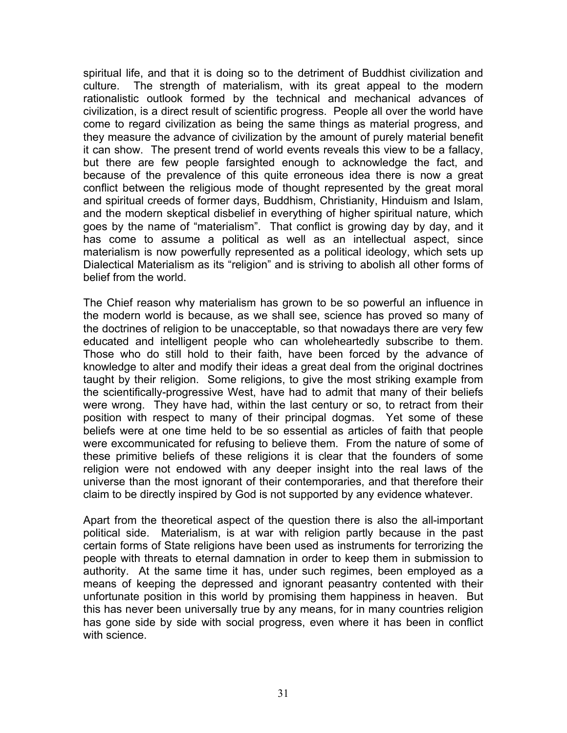spiritual life, and that it is doing so to the detriment of Buddhist civilization and culture. The strength of materialism, with its great appeal to the modern rationalistic outlook formed by the technical and mechanical advances of civilization, is a direct result of scientific progress. People all over the world have come to regard civilization as being the same things as material progress, and they measure the advance of civilization by the amount of purely material benefit it can show. The present trend of world events reveals this view to be a fallacy, but there are few people farsighted enough to acknowledge the fact, and because of the prevalence of this quite erroneous idea there is now a great conflict between the religious mode of thought represented by the great moral and spiritual creeds of former days, Buddhism, Christianity, Hinduism and Islam, and the modern skeptical disbelief in everything of higher spiritual nature, which goes by the name of "materialism". That conflict is growing day by day, and it has come to assume a political as well as an intellectual aspect, since materialism is now powerfully represented as a political ideology, which sets up Dialectical Materialism as its "religion" and is striving to abolish all other forms of belief from the world.

The Chief reason why materialism has grown to be so powerful an influence in the modern world is because, as we shall see, science has proved so many of the doctrines of religion to be unacceptable, so that nowadays there are very few educated and intelligent people who can wholeheartedly subscribe to them. Those who do still hold to their faith, have been forced by the advance of knowledge to alter and modify their ideas a great deal from the original doctrines taught by their religion. Some religions, to give the most striking example from the scientifically-progressive West, have had to admit that many of their beliefs were wrong. They have had, within the last century or so, to retract from their position with respect to many of their principal dogmas. Yet some of these beliefs were at one time held to be so essential as articles of faith that people were excommunicated for refusing to believe them. From the nature of some of these primitive beliefs of these religions it is clear that the founders of some religion were not endowed with any deeper insight into the real laws of the universe than the most ignorant of their contemporaries, and that therefore their claim to be directly inspired by God is not supported by any evidence whatever.

Apart from the theoretical aspect of the question there is also the all-important political side. Materialism, is at war with religion partly because in the past certain forms of State religions have been used as instruments for terrorizing the people with threats to eternal damnation in order to keep them in submission to authority. At the same time it has, under such regimes, been employed as a means of keeping the depressed and ignorant peasantry contented with their unfortunate position in this world by promising them happiness in heaven. But this has never been universally true by any means, for in many countries religion has gone side by side with social progress, even where it has been in conflict with science.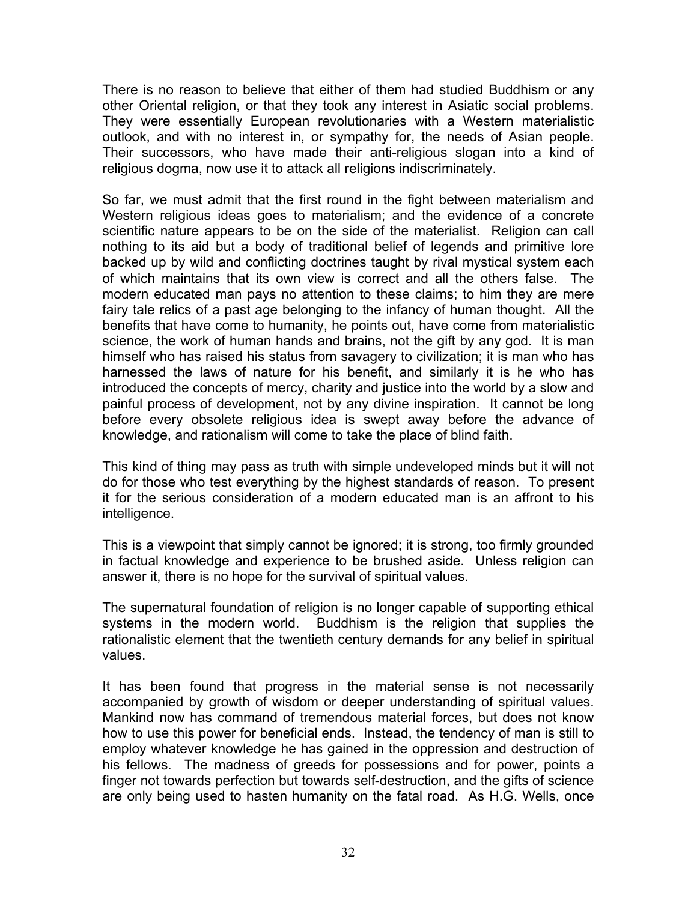There is no reason to believe that either of them had studied Buddhism or any other Oriental religion, or that they took any interest in Asiatic social problems. They were essentially European revolutionaries with a Western materialistic outlook, and with no interest in, or sympathy for, the needs of Asian people. Their successors, who have made their anti-religious slogan into a kind of religious dogma, now use it to attack all religions indiscriminately.

So far, we must admit that the first round in the fight between materialism and Western religious ideas goes to materialism; and the evidence of a concrete scientific nature appears to be on the side of the materialist. Religion can call nothing to its aid but a body of traditional belief of legends and primitive lore backed up by wild and conflicting doctrines taught by rival mystical system each of which maintains that its own view is correct and all the others false. The modern educated man pays no attention to these claims; to him they are mere fairy tale relics of a past age belonging to the infancy of human thought. All the benefits that have come to humanity, he points out, have come from materialistic science, the work of human hands and brains, not the gift by any god. It is man himself who has raised his status from savagery to civilization; it is man who has harnessed the laws of nature for his benefit, and similarly it is he who has introduced the concepts of mercy, charity and justice into the world by a slow and painful process of development, not by any divine inspiration. It cannot be long before every obsolete religious idea is swept away before the advance of knowledge, and rationalism will come to take the place of blind faith.

This kind of thing may pass as truth with simple undeveloped minds but it will not do for those who test everything by the highest standards of reason. To present it for the serious consideration of a modern educated man is an affront to his intelligence.

This is a viewpoint that simply cannot be ignored; it is strong, too firmly grounded in factual knowledge and experience to be brushed aside. Unless religion can answer it, there is no hope for the survival of spiritual values.

The supernatural foundation of religion is no longer capable of supporting ethical systems in the modern world. Buddhism is the religion that supplies the rationalistic element that the twentieth century demands for any belief in spiritual values.

It has been found that progress in the material sense is not necessarily accompanied by growth of wisdom or deeper understanding of spiritual values. Mankind now has command of tremendous material forces, but does not know how to use this power for beneficial ends. Instead, the tendency of man is still to employ whatever knowledge he has gained in the oppression and destruction of his fellows. The madness of greeds for possessions and for power, points a finger not towards perfection but towards self-destruction, and the gifts of science are only being used to hasten humanity on the fatal road. As H.G. Wells, once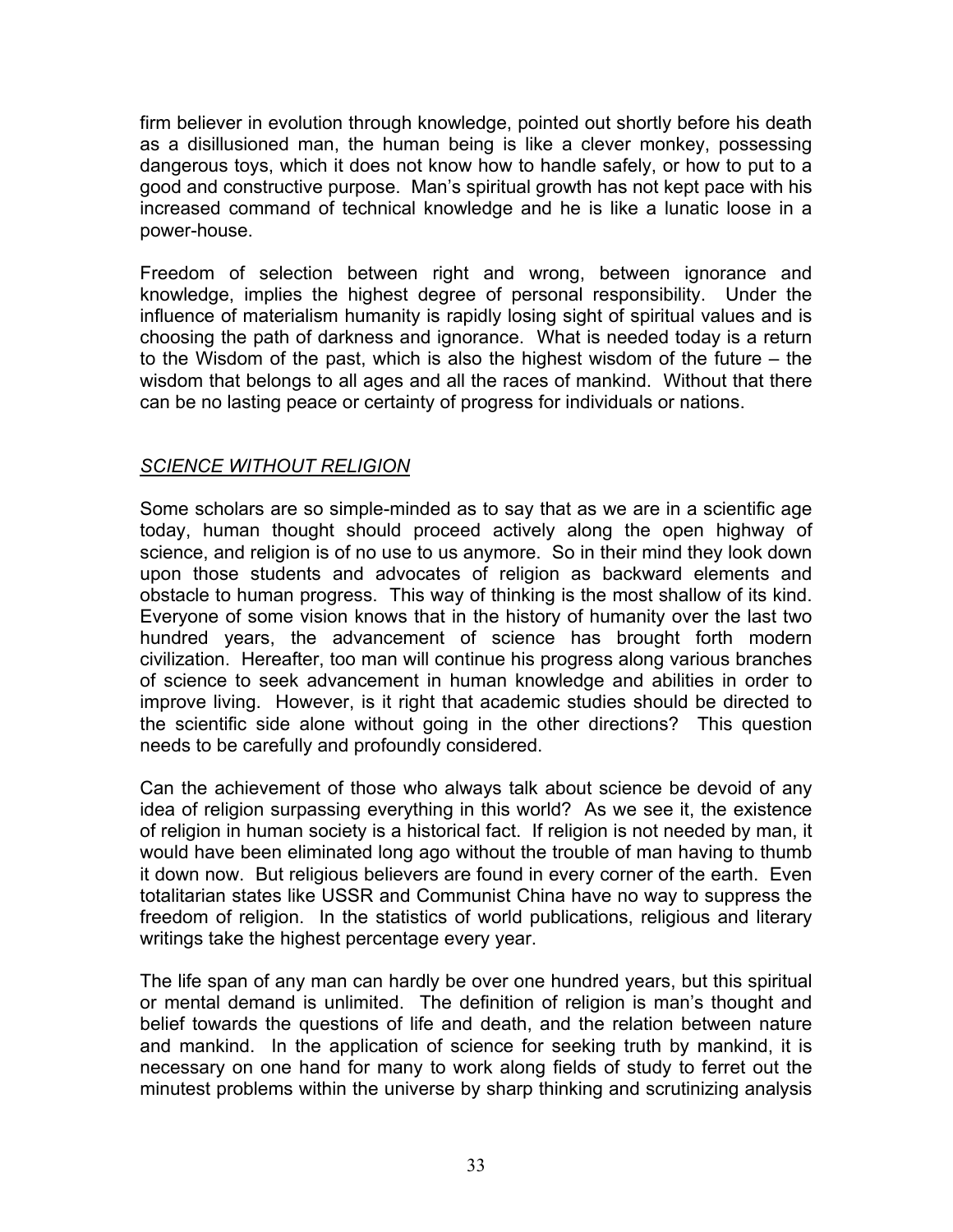firm believer in evolution through knowledge, pointed out shortly before his death as a disillusioned man, the human being is like a clever monkey, possessing dangerous toys, which it does not know how to handle safely, or how to put to a good and constructive purpose. Man's spiritual growth has not kept pace with his increased command of technical knowledge and he is like a lunatic loose in a power-house.

Freedom of selection between right and wrong, between ignorance and knowledge, implies the highest degree of personal responsibility. Under the influence of materialism humanity is rapidly losing sight of spiritual values and is choosing the path of darkness and ignorance. What is needed today is a return to the Wisdom of the past, which is also the highest wisdom of the future – the wisdom that belongs to all ages and all the races of mankind. Without that there can be no lasting peace or certainty of progress for individuals or nations.

## *SCIENCE WITHOUT RELIGION*

Some scholars are so simple-minded as to say that as we are in a scientific age today, human thought should proceed actively along the open highway of science, and religion is of no use to us anymore. So in their mind they look down upon those students and advocates of religion as backward elements and obstacle to human progress. This way of thinking is the most shallow of its kind. Everyone of some vision knows that in the history of humanity over the last two hundred years, the advancement of science has brought forth modern civilization. Hereafter, too man will continue his progress along various branches of science to seek advancement in human knowledge and abilities in order to improve living. However, is it right that academic studies should be directed to the scientific side alone without going in the other directions? This question needs to be carefully and profoundly considered.

Can the achievement of those who always talk about science be devoid of any idea of religion surpassing everything in this world? As we see it, the existence of religion in human society is a historical fact. If religion is not needed by man, it would have been eliminated long ago without the trouble of man having to thumb it down now. But religious believers are found in every corner of the earth. Even totalitarian states like USSR and Communist China have no way to suppress the freedom of religion. In the statistics of world publications, religious and literary writings take the highest percentage every year.

The life span of any man can hardly be over one hundred years, but this spiritual or mental demand is unlimited. The definition of religion is man's thought and belief towards the questions of life and death, and the relation between nature and mankind. In the application of science for seeking truth by mankind, it is necessary on one hand for many to work along fields of study to ferret out the minutest problems within the universe by sharp thinking and scrutinizing analysis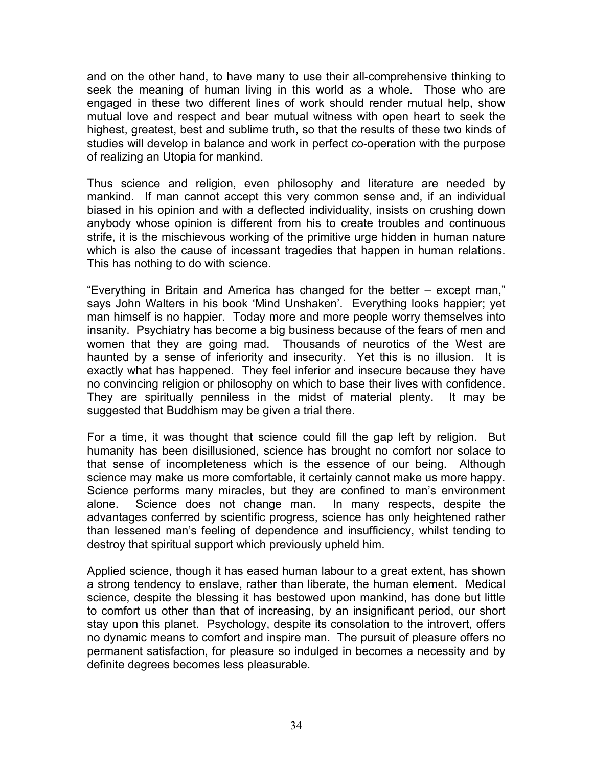and on the other hand, to have many to use their all-comprehensive thinking to seek the meaning of human living in this world as a whole. Those who are engaged in these two different lines of work should render mutual help, show mutual love and respect and bear mutual witness with open heart to seek the highest, greatest, best and sublime truth, so that the results of these two kinds of studies will develop in balance and work in perfect co-operation with the purpose of realizing an Utopia for mankind.

Thus science and religion, even philosophy and literature are needed by mankind. If man cannot accept this very common sense and, if an individual biased in his opinion and with a deflected individuality, insists on crushing down anybody whose opinion is different from his to create troubles and continuous strife, it is the mischievous working of the primitive urge hidden in human nature which is also the cause of incessant tragedies that happen in human relations. This has nothing to do with science.

"Everything in Britain and America has changed for the better – except man," says John Walters in his book 'Mind Unshaken'. Everything looks happier; yet man himself is no happier. Today more and more people worry themselves into insanity. Psychiatry has become a big business because of the fears of men and women that they are going mad. Thousands of neurotics of the West are haunted by a sense of inferiority and insecurity. Yet this is no illusion. It is exactly what has happened. They feel inferior and insecure because they have no convincing religion or philosophy on which to base their lives with confidence. They are spiritually penniless in the midst of material plenty. It may be suggested that Buddhism may be given a trial there.

For a time, it was thought that science could fill the gap left by religion. But humanity has been disillusioned, science has brought no comfort nor solace to that sense of incompleteness which is the essence of our being. Although science may make us more comfortable, it certainly cannot make us more happy. Science performs many miracles, but they are confined to man's environment alone. Science does not change man. In many respects, despite the advantages conferred by scientific progress, science has only heightened rather than lessened man's feeling of dependence and insufficiency, whilst tending to destroy that spiritual support which previously upheld him.

Applied science, though it has eased human labour to a great extent, has shown a strong tendency to enslave, rather than liberate, the human element. Medical science, despite the blessing it has bestowed upon mankind, has done but little to comfort us other than that of increasing, by an insignificant period, our short stay upon this planet. Psychology, despite its consolation to the introvert, offers no dynamic means to comfort and inspire man. The pursuit of pleasure offers no permanent satisfaction, for pleasure so indulged in becomes a necessity and by definite degrees becomes less pleasurable.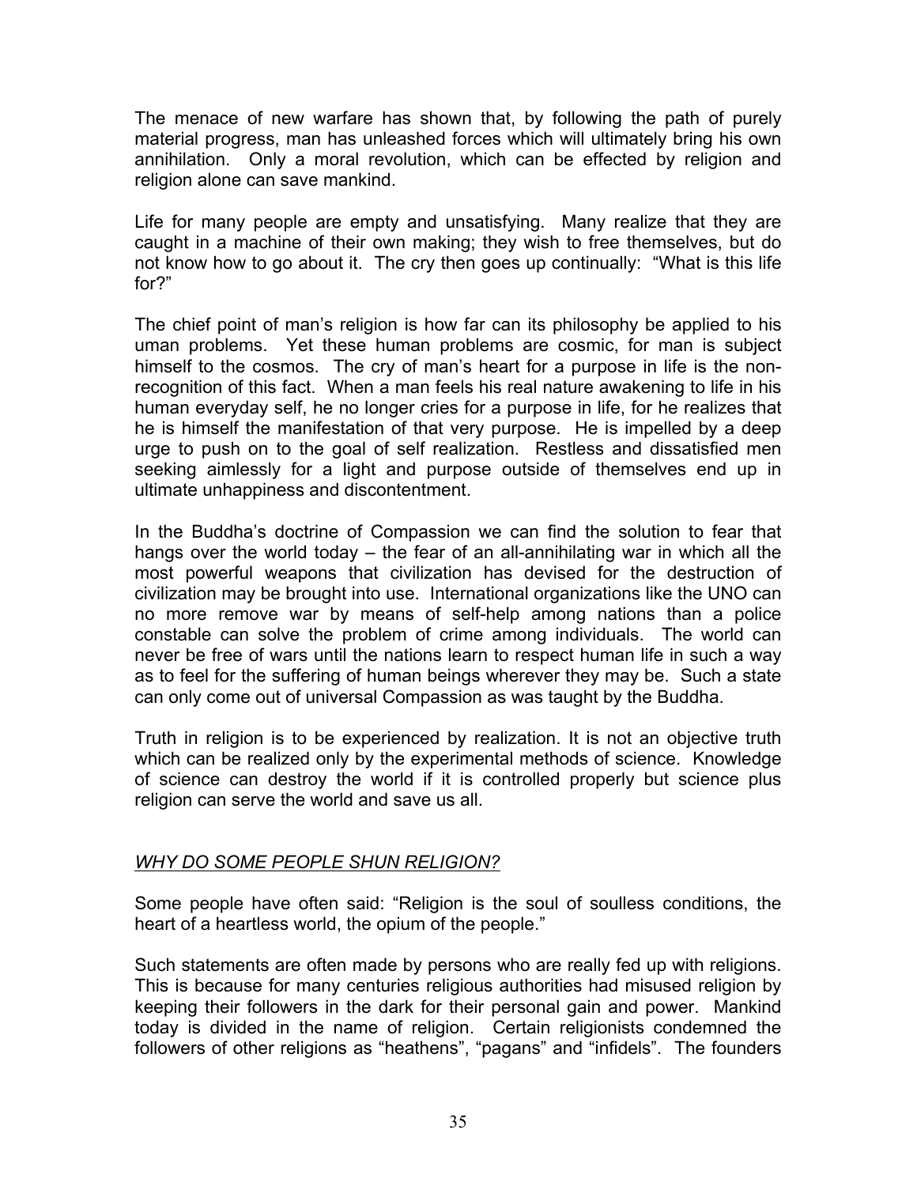The menace of new warfare has shown that, by following the path of purely material progress, man has unleashed forces which will ultimately bring his own annihilation. Only a moral revolution, which can be effected by religion and religion alone can save mankind.

Life for many people are empty and unsatisfying. Many realize that they are caught in a machine of their own making; they wish to free themselves, but do not know how to go about it. The cry then goes up continually: "What is this life for?"

The chief point of man's religion is how far can its philosophy be applied to his uman problems. Yet these human problems are cosmic, for man is subject himself to the cosmos. The cry of man's heart for a purpose in life is the non-recognition of this fact. When a man feels his real nature awakening to life in his human everyday self, he no longer cries for a purpose in life, for he realizes that he is himself the manifestation of that very purpose. He is impelled by a deep urge to push on to the goal of self realization. Restless and dissatisfied men seeking aimlessly for a light and purpose outside of themselves end up in ultimate unhappiness and discontentment.

In the Buddha's doctrine of Compassion we can find the solution to fear that hangs over the world today – the fear of an all-annihilating war in which all the most powerful weapons that civilization has devised for the destruction of civilization may be brought into use. International organizations like the UNO can no more remove war by means of self-help among nations than a police constable can solve the problem of crime among individuals. The world can never be free of wars until the nations learn to respect human life in such a way as to feel for the suffering of human beings wherever they may be. Such a state can only come out of universal Compassion as was taught by the Buddha.

Truth in religion is to be experienced by realization. It is not an objective truth which can be realized only by the experimental methods of science. Knowledge of science can destroy the world if it is controlled properly but science plus religion can serve the world and save us all.

## *WHY DO SOME PEOPLE SHUN RELIGION?*

Some people have often said: "Religion is the soul of soulless conditions, the heart of a heartless world, the opium of the people."

Such statements are often made by persons who are really fed up with religions. This is because for many centuries religious authorities had misused religion by keeping their followers in the dark for their personal gain and power. Mankind today is divided in the name of religion. Certain religionists condemned the followers of other religions as "heathens", "pagans" and "infidels". The founders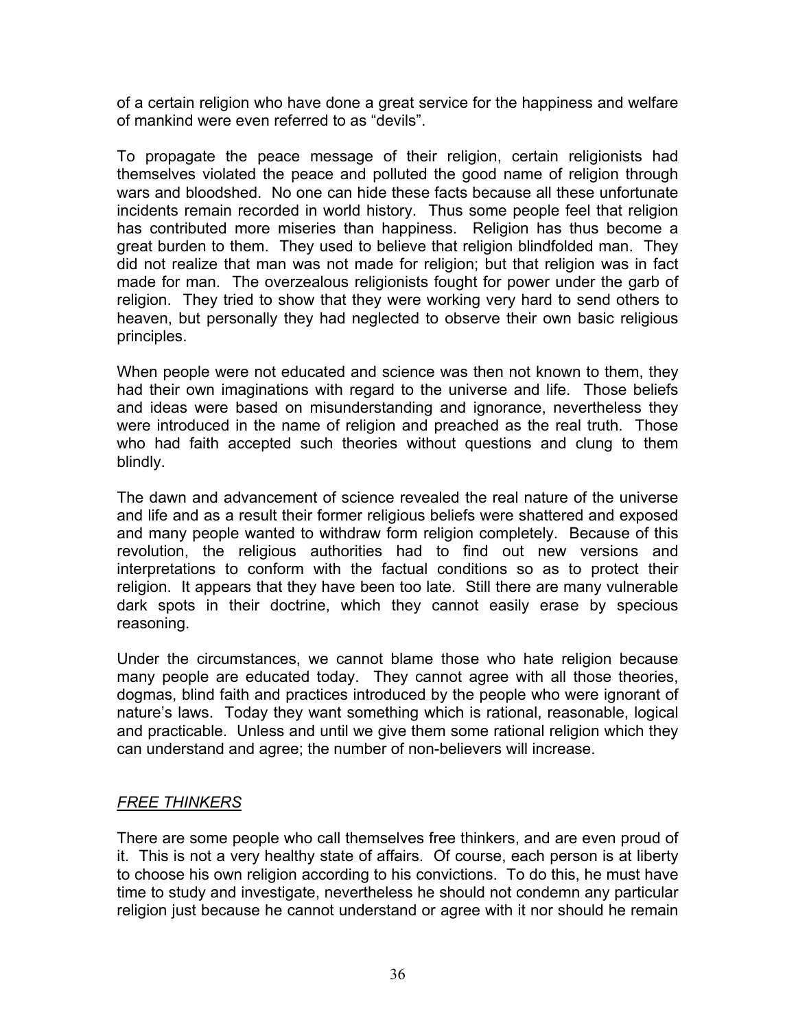of a certain religion who have done a great service for the happiness and welfare of mankind were even referred to as "devils".

To propagate the peace message of their religion, certain religionists had themselves violated the peace and polluted the good name of religion through wars and bloodshed. No one can hide these facts because all these unfortunate incidents remain recorded in world history. Thus some people feel that religion has contributed more miseries than happiness. Religion has thus become a great burden to them. They used to believe that religion blindfolded man. They did not realize that man was not made for religion; but that religion was in fact made for man. The overzealous religionists fought for power under the garb of religion. They tried to show that they were working very hard to send others to heaven, but personally they had neglected to observe their own basic religious principles.

When people were not educated and science was then not known to them, they had their own imaginations with regard to the universe and life. Those beliefs and ideas were based on misunderstanding and ignorance, nevertheless they were introduced in the name of religion and preached as the real truth. Those who had faith accepted such theories without questions and clung to them blindly.

The dawn and advancement of science revealed the real nature of the universe and life and as a result their former religious beliefs were shattered and exposed and many people wanted to withdraw form religion completely. Because of this revolution, the religious authorities had to find out new versions and interpretations to conform with the factual conditions so as to protect their religion. It appears that they have been too late. Still there are many vulnerable dark spots in their doctrine, which they cannot easily erase by specious reasoning.

Under the circumstances, we cannot blame those who hate religion because many people are educated today. They cannot agree with all those theories, dogmas, blind faith and practices introduced by the people who were ignorant of nature's laws. Today they want something which is rational, reasonable, logical and practicable. Unless and until we give them some rational religion which they can understand and agree; the number of non-believers will increase.

## *FREE THINKERS*

There are some people who call themselves free thinkers, and are even proud of it. This is not a very healthy state of affairs. Of course, each person is at liberty to choose his own religion according to his convictions. To do this, he must have time to study and investigate, nevertheless he should not condemn any particular religion just because he cannot understand or agree with it nor should he remain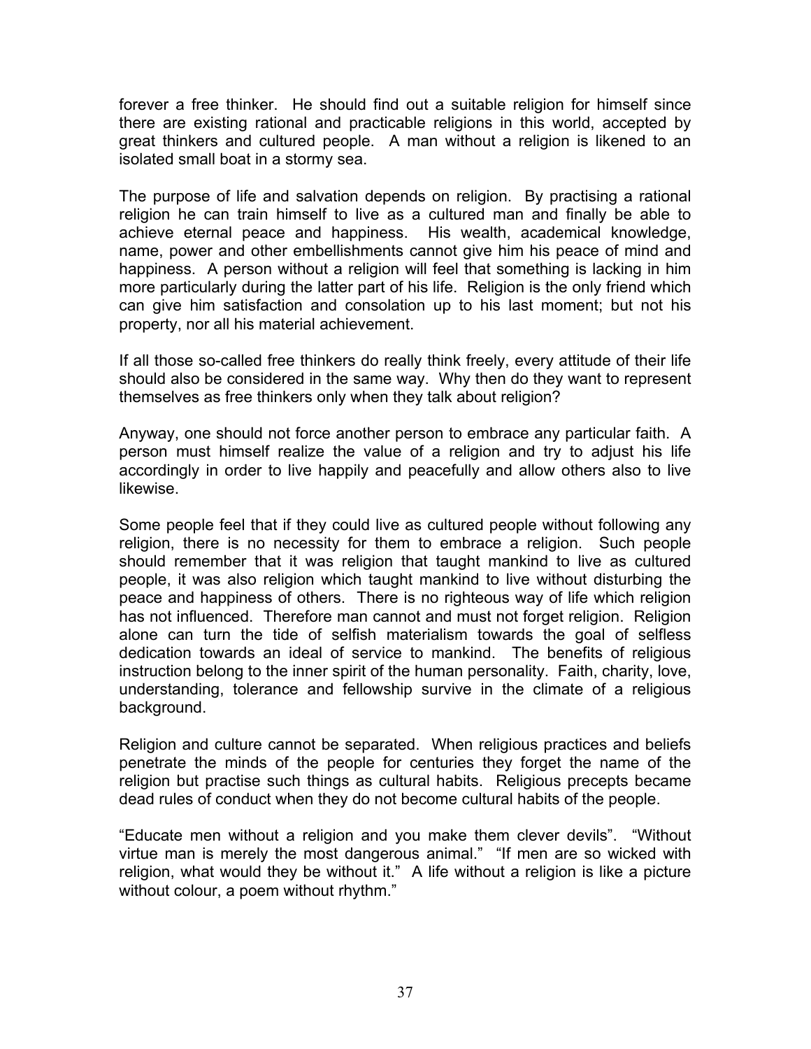forever a free thinker. He should find out a suitable religion for himself since there are existing rational and practicable religions in this world, accepted by great thinkers and cultured people. A man without a religion is likened to an isolated small boat in a stormy sea.

The purpose of life and salvation depends on religion. By practising a rational religion he can train himself to live as a cultured man and finally be able to achieve eternal peace and happiness. His wealth, academical knowledge, name, power and other embellishments cannot give him his peace of mind and happiness. A person without a religion will feel that something is lacking in him more particularly during the latter part of his life. Religion is the only friend which can give him satisfaction and consolation up to his last moment; but not his property, nor all his material achievement.

If all those so-called free thinkers do really think freely, every attitude of their life should also be considered in the same way. Why then do they want to represent themselves as free thinkers only when they talk about religion?

Anyway, one should not force another person to embrace any particular faith. A person must himself realize the value of a religion and try to adjust his life accordingly in order to live happily and peacefully and allow others also to live likewise.

Some people feel that if they could live as cultured people without following any religion, there is no necessity for them to embrace a religion. Such people should remember that it was religion that taught mankind to live as cultured people, it was also religion which taught mankind to live without disturbing the peace and happiness of others. There is no righteous way of life which religion has not influenced. Therefore man cannot and must not forget religion. Religion alone can turn the tide of selfish materialism towards the goal of selfless dedication towards an ideal of service to mankind. The benefits of religious instruction belong to the inner spirit of the human personality. Faith, charity, love, understanding, tolerance and fellowship survive in the climate of a religious background.

Religion and culture cannot be separated. When religious practices and beliefs penetrate the minds of the people for centuries they forget the name of the religion but practise such things as cultural habits. Religious precepts became dead rules of conduct when they do not become cultural habits of the people.

"Educate men without a religion and you make them clever devils". "Without virtue man is merely the most dangerous animal." "If men are so wicked with religion, what would they be without it." A life without a religion is like a picture without colour, a poem without rhythm."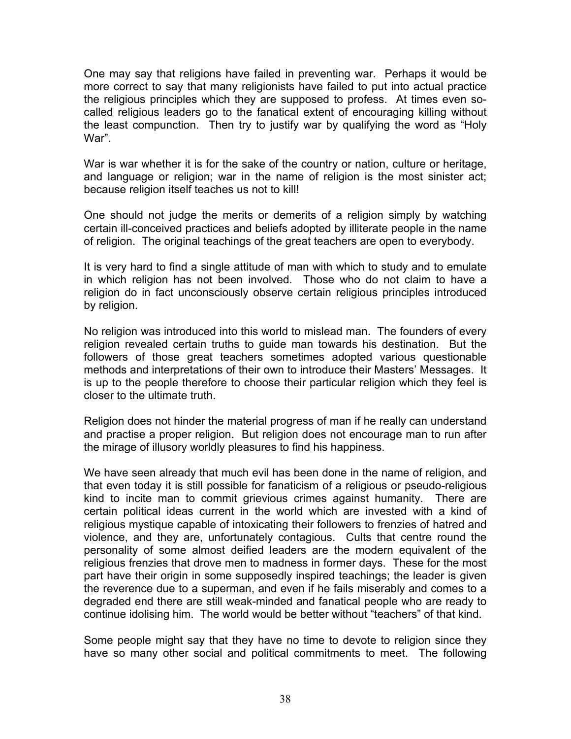One may say that religions have failed in preventing war. Perhaps it would be more correct to say that many religionists have failed to put into actual practice the religious principles which they are supposed to profess. At times even so-called religious leaders go to the fanatical extent of encouraging killing without the least compunction. Then try to justify war by qualifying the word as "Holy War".

War is war whether it is for the sake of the country or nation, culture or heritage, and language or religion; war in the name of religion is the most sinister act; because religion itself teaches us not to kill!

One should not judge the merits or demerits of a religion simply by watching certain ill-conceived practices and beliefs adopted by illiterate people in the name of religion. The original teachings of the great teachers are open to everybody.

It is very hard to find a single attitude of man with which to study and to emulate in which religion has not been involved. Those who do not claim to have a religion do in fact unconsciously observe certain religious principles introduced by religion.

No religion was introduced into this world to mislead man. The founders of every religion revealed certain truths to guide man towards his destination. But the followers of those great teachers sometimes adopted various questionable methods and interpretations of their own to introduce their Masters' Messages. It is up to the people therefore to choose their particular religion which they feel is closer to the ultimate truth.

Religion does not hinder the material progress of man if he really can understand and practise a proper religion. But religion does not encourage man to run after the mirage of illusory worldly pleasures to find his happiness.

We have seen already that much evil has been done in the name of religion, and that even today it is still possible for fanaticism of a religious or pseudo-religious kind to incite man to commit grievious crimes against humanity. There are certain political ideas current in the world which are invested with a kind of religious mystique capable of intoxicating their followers to frenzies of hatred and violence, and they are, unfortunately contagious. Cults that centre round the personality of some almost deified leaders are the modern equivalent of the religious frenzies that drove men to madness in former days. These for the most part have their origin in some supposedly inspired teachings; the leader is given the reverence due to a superman, and even if he fails miserably and comes to a degraded end there are still weak-minded and fanatical people who are ready to continue idolising him. The world would be better without "teachers" of that kind.

Some people might say that they have no time to devote to religion since they have so many other social and political commitments to meet. The following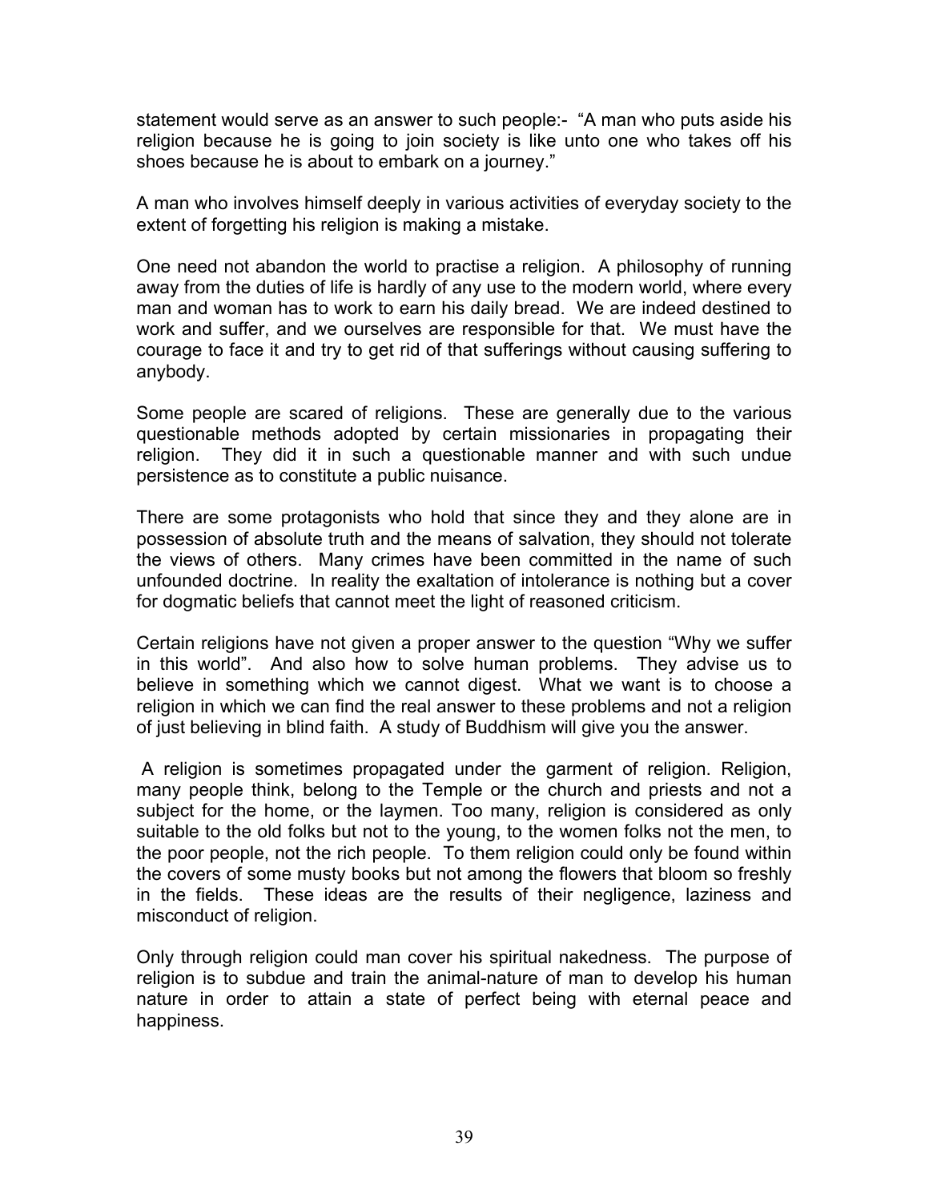statement would serve as an answer to such people:- "A man who puts aside his religion because he is going to join society is like unto one who takes off his shoes because he is about to embark on a journey."

A man who involves himself deeply in various activities of everyday society to the extent of forgetting his religion is making a mistake.

One need not abandon the world to practise a religion. A philosophy of running away from the duties of life is hardly of any use to the modern world, where every man and woman has to work to earn his daily bread. We are indeed destined to work and suffer, and we ourselves are responsible for that. We must have the courage to face it and try to get rid of that sufferings without causing suffering to anybody.

Some people are scared of religions. These are generally due to the various questionable methods adopted by certain missionaries in propagating their religion. They did it in such a questionable manner and with such undue persistence as to constitute a public nuisance.

There are some protagonists who hold that since they and they alone are in possession of absolute truth and the means of salvation, they should not tolerate the views of others. Many crimes have been committed in the name of such unfounded doctrine. In reality the exaltation of intolerance is nothing but a cover for dogmatic beliefs that cannot meet the light of reasoned criticism.

Certain religions have not given a proper answer to the question "Why we suffer in this world". And also how to solve human problems. They advise us to believe in something which we cannot digest. What we want is to choose a religion in which we can find the real answer to these problems and not a religion of just believing in blind faith. A study of Buddhism will give you the answer.

A religion is sometimes propagated under the garment of religion. Religion, many people think, belong to the Temple or the church and priests and not a subject for the home, or the laymen. Too many, religion is considered as only suitable to the old folks but not to the young, to the women folks not the men, to the poor people, not the rich people. To them religion could only be found within the covers of some musty books but not among the flowers that bloom so freshly in the fields. These ideas are the results of their negligence, laziness and misconduct of religion.

Only through religion could man cover his spiritual nakedness. The purpose of religion is to subdue and train the animal-nature of man to develop his human nature in order to attain a state of perfect being with eternal peace and happiness.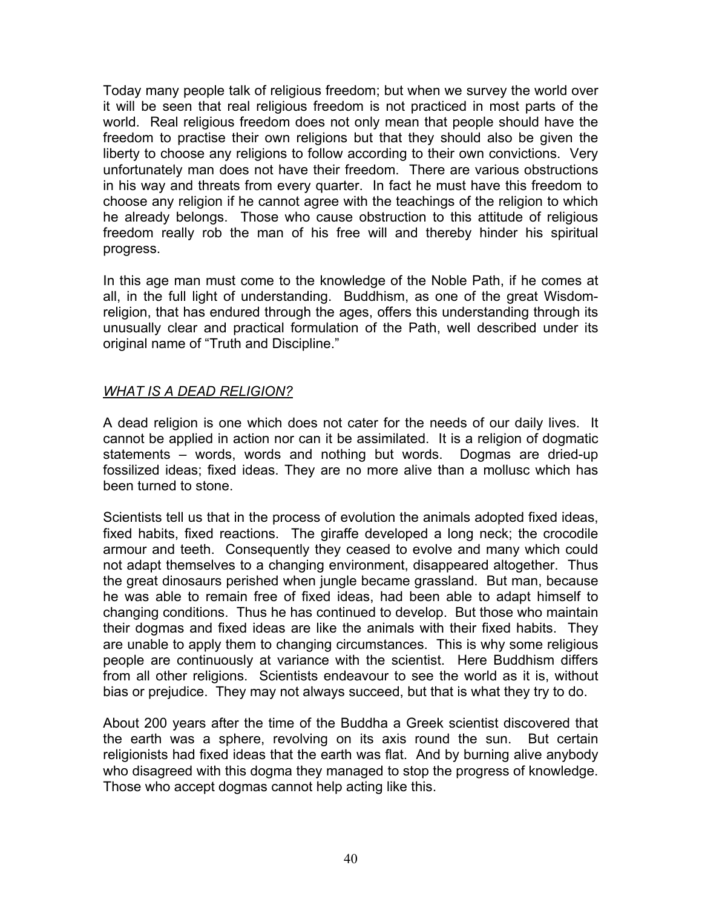Today many people talk of religious freedom; but when we survey the world over it will be seen that real religious freedom is not practiced in most parts of the world. Real religious freedom does not only mean that people should have the freedom to practise their own religions but that they should also be given the liberty to choose any religions to follow according to their own convictions. Very unfortunately man does not have their freedom. There are various obstructions in his way and threats from every quarter. In fact he must have this freedom to choose any religion if he cannot agree with the teachings of the religion to which he already belongs. Those who cause obstruction to this attitude of religious freedom really rob the man of his free will and thereby hinder his spiritual progress.

In this age man must come to the knowledge of the Noble Path, if he comes at all, in the full light of understanding. Buddhism, as one of the great Wisdom-religion, that has endured through the ages, offers this understanding through its unusually clear and practical formulation of the Path, well described under its original name of "Truth and Discipline."

## *WHAT IS A DEAD RELIGION?*

A dead religion is one which does not cater for the needs of our daily lives. It cannot be applied in action nor can it be assimilated. It is a religion of dogmatic statements – words, words and nothing but words. Dogmas are dried-up fossilized ideas; fixed ideas. They are no more alive than a mollusc which has been turned to stone.

Scientists tell us that in the process of evolution the animals adopted fixed ideas, fixed habits, fixed reactions. The giraffe developed a long neck; the crocodile armour and teeth. Consequently they ceased to evolve and many which could not adapt themselves to a changing environment, disappeared altogether. Thus the great dinosaurs perished when jungle became grassland. But man, because he was able to remain free of fixed ideas, had been able to adapt himself to changing conditions. Thus he has continued to develop. But those who maintain their dogmas and fixed ideas are like the animals with their fixed habits. They are unable to apply them to changing circumstances. This is why some religious people are continuously at variance with the scientist. Here Buddhism differs from all other religions. Scientists endeavour to see the world as it is, without bias or prejudice. They may not always succeed, but that is what they try to do.

About 200 years after the time of the Buddha a Greek scientist discovered that the earth was a sphere, revolving on its axis round the sun. But certain religionists had fixed ideas that the earth was flat. And by burning alive anybody who disagreed with this dogma they managed to stop the progress of knowledge. Those who accept dogmas cannot help acting like this.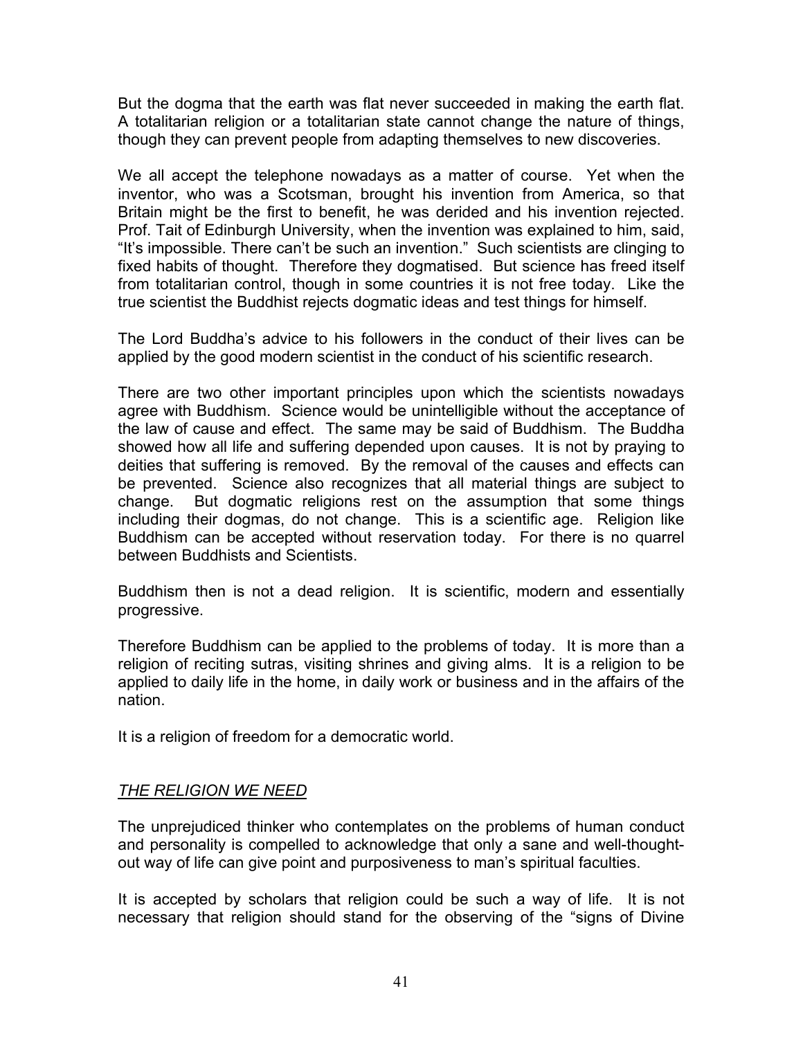But the dogma that the earth was flat never succeeded in making the earth flat. A totalitarian religion or a totalitarian state cannot change the nature of things, though they can prevent people from adapting themselves to new discoveries.

We all accept the telephone nowadays as a matter of course. Yet when the inventor, who was a Scotsman, brought his invention from America, so that Britain might be the first to benefit, he was derided and his invention rejected. Prof. Tait of Edinburgh University, when the invention was explained to him, said, "It's impossible. There can't be such an invention." Such scientists are clinging to fixed habits of thought. Therefore they dogmatised. But science has freed itself from totalitarian control, though in some countries it is not free today. Like the true scientist the Buddhist rejects dogmatic ideas and test things for himself.

The Lord Buddha's advice to his followers in the conduct of their lives can be applied by the good modern scientist in the conduct of his scientific research.

There are two other important principles upon which the scientists nowadays agree with Buddhism. Science would be unintelligible without the acceptance of the law of cause and effect. The same may be said of Buddhism. The Buddha showed how all life and suffering depended upon causes. It is not by praying to deities that suffering is removed. By the removal of the causes and effects can be prevented. Science also recognizes that all material things are subject to change. But dogmatic religions rest on the assumption that some things including their dogmas, do not change. This is a scientific age. Religion like Buddhism can be accepted without reservation today. For there is no quarrel between Buddhists and Scientists.

Buddhism then is not a dead religion. It is scientific, modern and essentially progressive.

Therefore Buddhism can be applied to the problems of today. It is more than a religion of reciting sutras, visiting shrines and giving alms. It is a religion to be applied to daily life in the home, in daily work or business and in the affairs of the nation.

It is a religion of freedom for a democratic world.

## *THE RELIGION WE NEED*

The unprejudiced thinker who contemplates on the problems of human conduct and personality is compelled to acknowledge that only a sane and well-thought-out way of life can give point and purposiveness to man's spiritual faculties.

It is accepted by scholars that religion could be such a way of life. It is not necessary that religion should stand for the observing of the "signs of Divine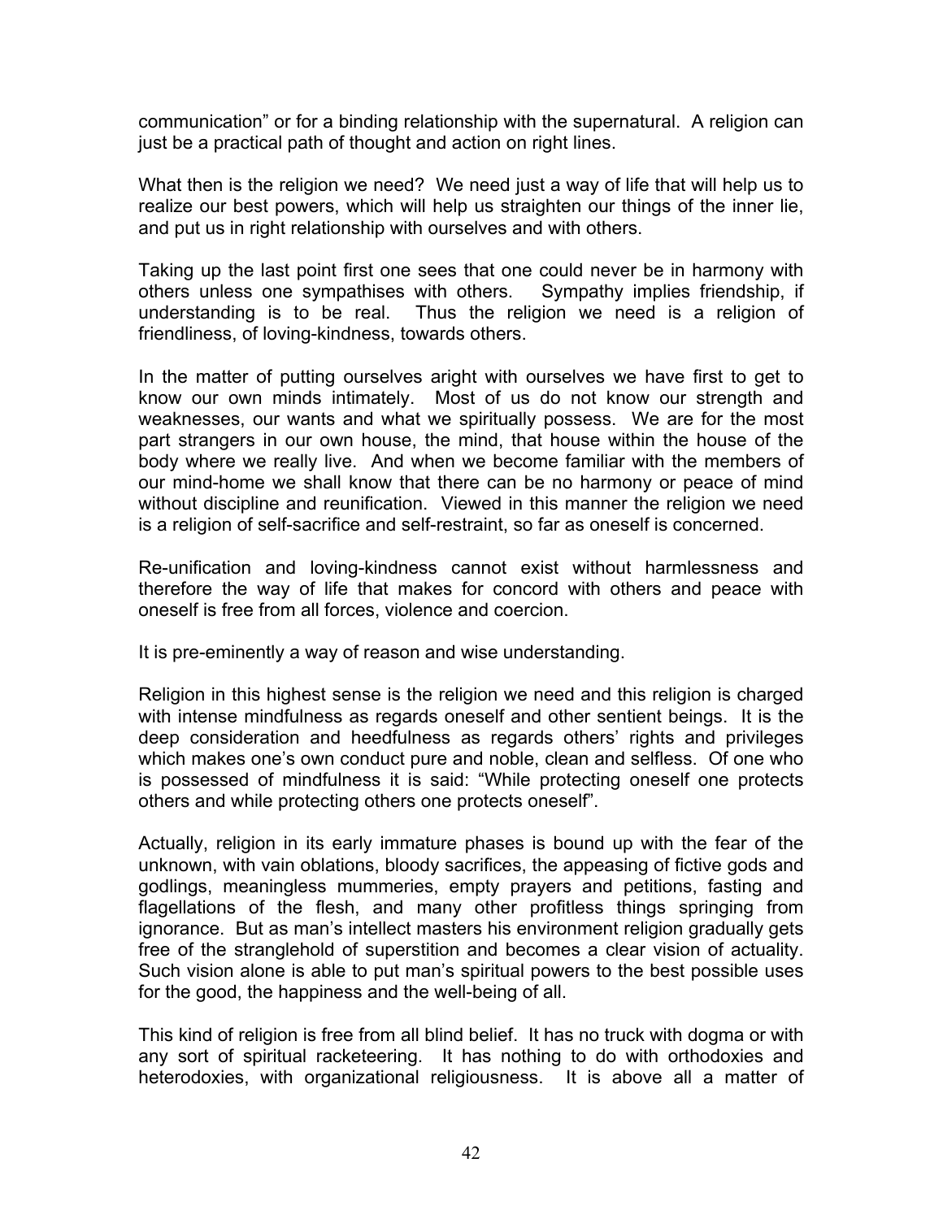communication" or for a binding relationship with the supernatural. A religion can just be a practical path of thought and action on right lines.

What then is the religion we need? We need just a way of life that will help us to realize our best powers, which will help us straighten our things of the inner lie, and put us in right relationship with ourselves and with others.

Taking up the last point first one sees that one could never be in harmony with others unless one sympathises with others. Sympathy implies friendship, if understanding is to be real. Thus the religion we need is a religion of friendliness, of loving-kindness, towards others.

In the matter of putting ourselves aright with ourselves we have first to get to know our own minds intimately. Most of us do not know our strength and weaknesses, our wants and what we spiritually possess. We are for the most part strangers in our own house, the mind, that house within the house of the body where we really live. And when we become familiar with the members of our mind-home we shall know that there can be no harmony or peace of mind without discipline and reunification. Viewed in this manner the religion we need is a religion of self-sacrifice and self-restraint, so far as oneself is concerned.

Re-unification and loving-kindness cannot exist without harmlessness and therefore the way of life that makes for concord with others and peace with oneself is free from all forces, violence and coercion.

It is pre-eminently a way of reason and wise understanding.

Religion in this highest sense is the religion we need and this religion is charged with intense mindfulness as regards oneself and other sentient beings. It is the deep consideration and heedfulness as regards others' rights and privileges which makes one's own conduct pure and noble, clean and selfless. Of one who is possessed of mindfulness it is said: "While protecting oneself one protects others and while protecting others one protects oneself".

Actually, religion in its early immature phases is bound up with the fear of the unknown, with vain oblations, bloody sacrifices, the appeasing of fictive gods and godlings, meaningless mummeries, empty prayers and petitions, fasting and flagellations of the flesh, and many other profitless things springing from ignorance. But as man's intellect masters his environment religion gradually gets free of the stranglehold of superstition and becomes a clear vision of actuality. Such vision alone is able to put man's spiritual powers to the best possible uses for the good, the happiness and the well-being of all.

This kind of religion is free from all blind belief. It has no truck with dogma or with any sort of spiritual racketeering. It has nothing to do with orthodoxies and heterodoxies, with organizational religiousness. It is above all a matter of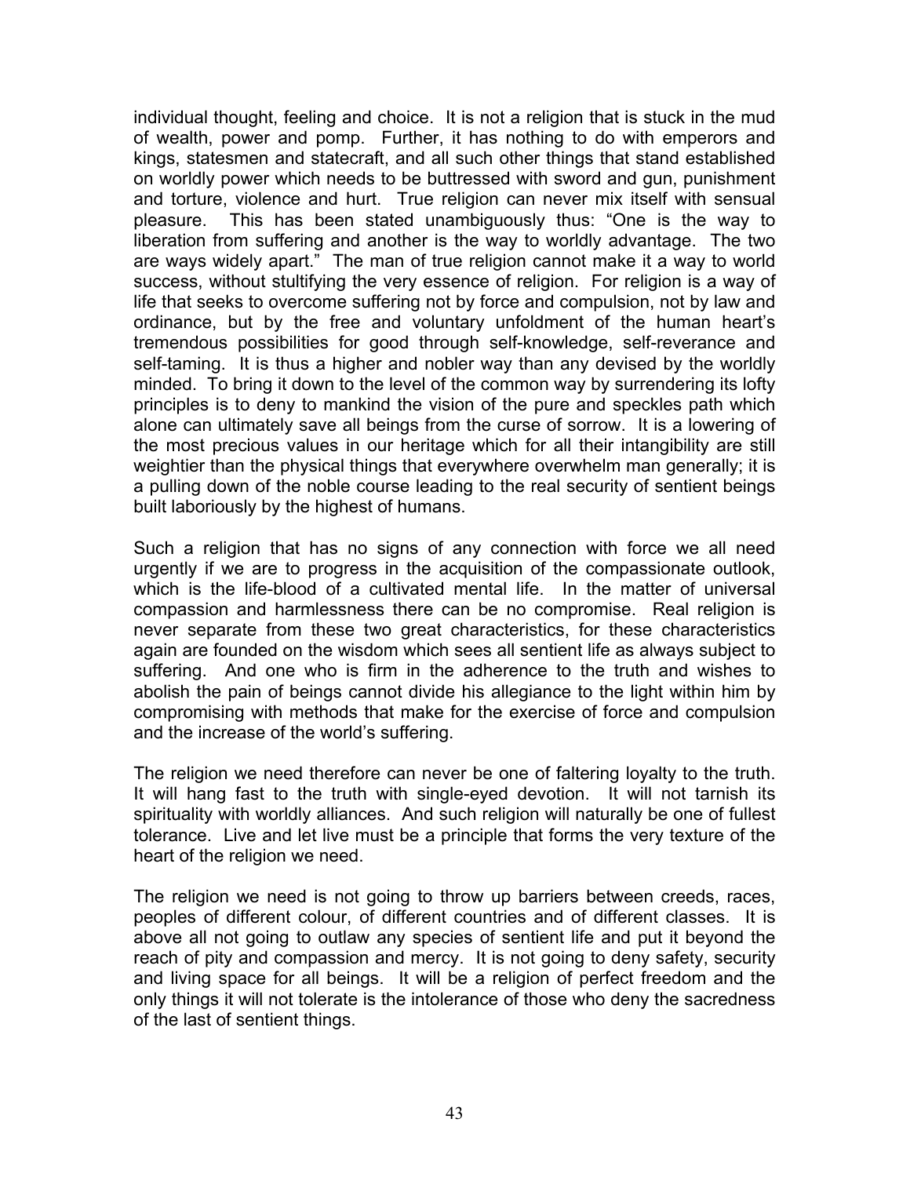individual thought, feeling and choice. It is not a religion that is stuck in the mud of wealth, power and pomp. Further, it has nothing to do with emperors and kings, statesmen and statecraft, and all such other things that stand established on worldly power which needs to be buttressed with sword and gun, punishment and torture, violence and hurt. True religion can never mix itself with sensual pleasure. This has been stated unambiguously thus: "One is the way to liberation from suffering and another is the way to worldly advantage. The two are ways widely apart." The man of true religion cannot make it a way to world success, without stultifying the very essence of religion. For religion is a way of life that seeks to overcome suffering not by force and compulsion, not by law and ordinance, but by the free and voluntary unfoldment of the human heart's tremendous possibilities for good through self-knowledge, self-reverance and self-taming. It is thus a higher and nobler way than any devised by the worldly minded. To bring it down to the level of the common way by surrendering its lofty principles is to deny to mankind the vision of the pure and speckles path which alone can ultimately save all beings from the curse of sorrow. It is a lowering of the most precious values in our heritage which for all their intangibility are still weightier than the physical things that everywhere overwhelm man generally; it is a pulling down of the noble course leading to the real security of sentient beings built laboriously by the highest of humans.

Such a religion that has no signs of any connection with force we all need urgently if we are to progress in the acquisition of the compassionate outlook, which is the life-blood of a cultivated mental life. In the matter of universal compassion and harmlessness there can be no compromise. Real religion is never separate from these two great characteristics, for these characteristics again are founded on the wisdom which sees all sentient life as always subject to suffering. And one who is firm in the adherence to the truth and wishes to abolish the pain of beings cannot divide his allegiance to the light within him by compromising with methods that make for the exercise of force and compulsion and the increase of the world's suffering.

The religion we need therefore can never be one of faltering loyalty to the truth. It will hang fast to the truth with single-eyed devotion. It will not tarnish its spirituality with worldly alliances. And such religion will naturally be one of fullest tolerance. Live and let live must be a principle that forms the very texture of the heart of the religion we need.

The religion we need is not going to throw up barriers between creeds, races, peoples of different colour, of different countries and of different classes. It is above all not going to outlaw any species of sentient life and put it beyond the reach of pity and compassion and mercy. It is not going to deny safety, security and living space for all beings. It will be a religion of perfect freedom and the only things it will not tolerate is the intolerance of those who deny the sacredness of the last of sentient things.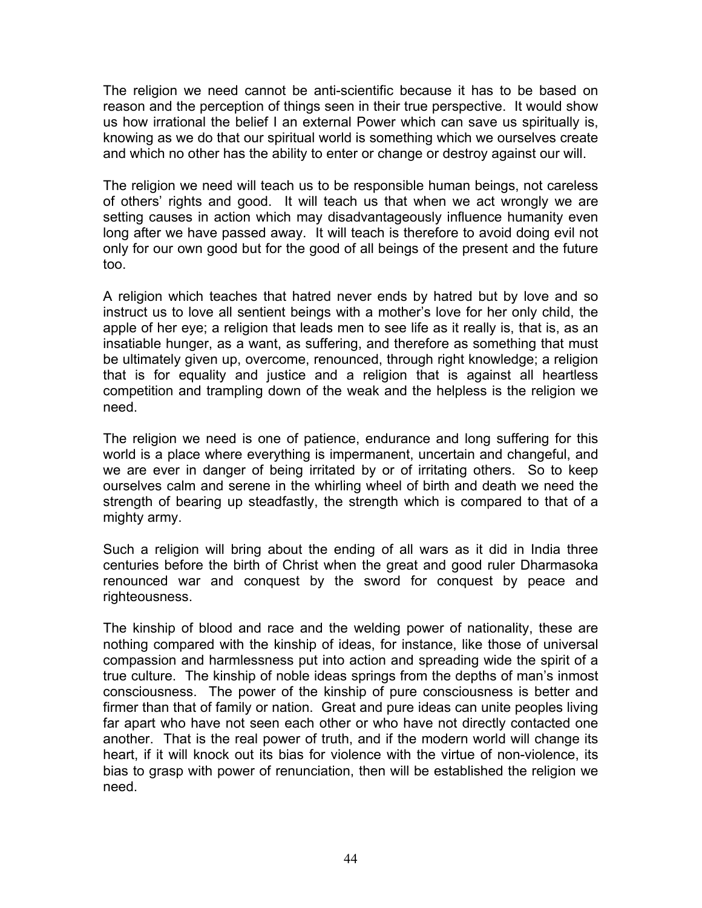The religion we need cannot be anti-scientific because it has to be based on reason and the perception of things seen in their true perspective. It would show us how irrational the belief I an external Power which can save us spiritually is, knowing as we do that our spiritual world is something which we ourselves create and which no other has the ability to enter or change or destroy against our will.

The religion we need will teach us to be responsible human beings, not careless of others' rights and good. It will teach us that when we act wrongly we are setting causes in action which may disadvantageously influence humanity even long after we have passed away. It will teach is therefore to avoid doing evil not only for our own good but for the good of all beings of the present and the future too.

A religion which teaches that hatred never ends by hatred but by love and so instruct us to love all sentient beings with a mother's love for her only child, the apple of her eye; a religion that leads men to see life as it really is, that is, as an insatiable hunger, as a want, as suffering, and therefore as something that must be ultimately given up, overcome, renounced, through right knowledge; a religion that is for equality and justice and a religion that is against all heartless competition and trampling down of the weak and the helpless is the religion we need.

The religion we need is one of patience, endurance and long suffering for this world is a place where everything is impermanent, uncertain and changeful, and we are ever in danger of being irritated by or of irritating others. So to keep ourselves calm and serene in the whirling wheel of birth and death we need the strength of bearing up steadfastly, the strength which is compared to that of a mighty army.

Such a religion will bring about the ending of all wars as it did in India three centuries before the birth of Christ when the great and good ruler Dharmasoka renounced war and conquest by the sword for conquest by peace and righteousness.

The kinship of blood and race and the welding power of nationality, these are nothing compared with the kinship of ideas, for instance, like those of universal compassion and harmlessness put into action and spreading wide the spirit of a true culture. The kinship of noble ideas springs from the depths of man's inmost consciousness. The power of the kinship of pure consciousness is better and firmer than that of family or nation. Great and pure ideas can unite peoples living far apart who have not seen each other or who have not directly contacted one another. That is the real power of truth, and if the modern world will change its heart, if it will knock out its bias for violence with the virtue of non-violence, its bias to grasp with power of renunciation, then will be established the religion we need.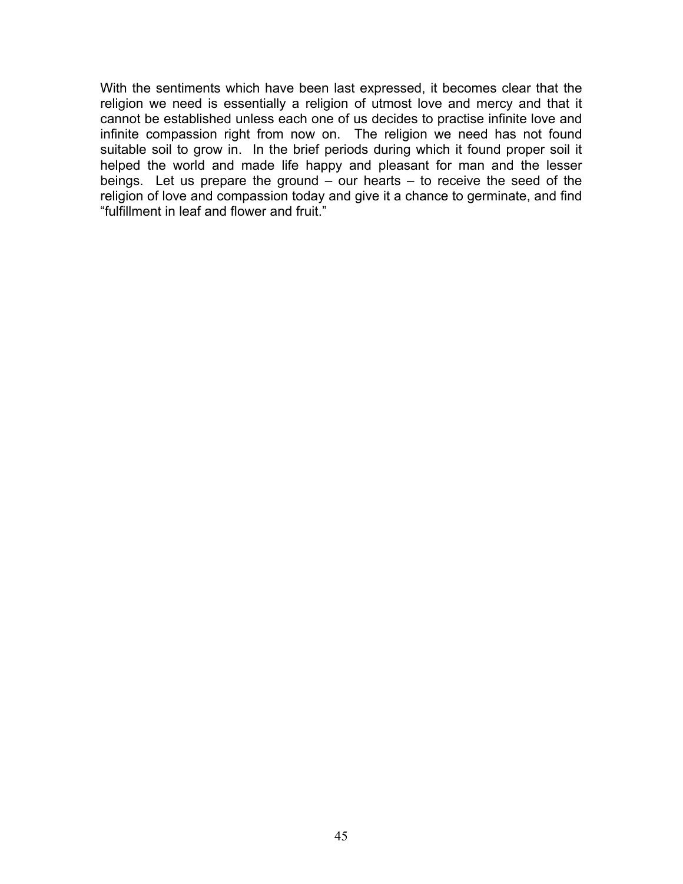With the sentiments which have been last expressed, it becomes clear that the religion we need is essentially a religion of utmost love and mercy and that it cannot be established unless each one of us decides to practise infinite love and infinite compassion right from now on. The religion we need has not found suitable soil to grow in. In the brief periods during which it found proper soil it helped the world and made life happy and pleasant for man and the lesser beings. Let us prepare the ground – our hearts – to receive the seed of the religion of love and compassion today and give it a chance to germinate, and find "fulfillment in leaf and flower and fruit."